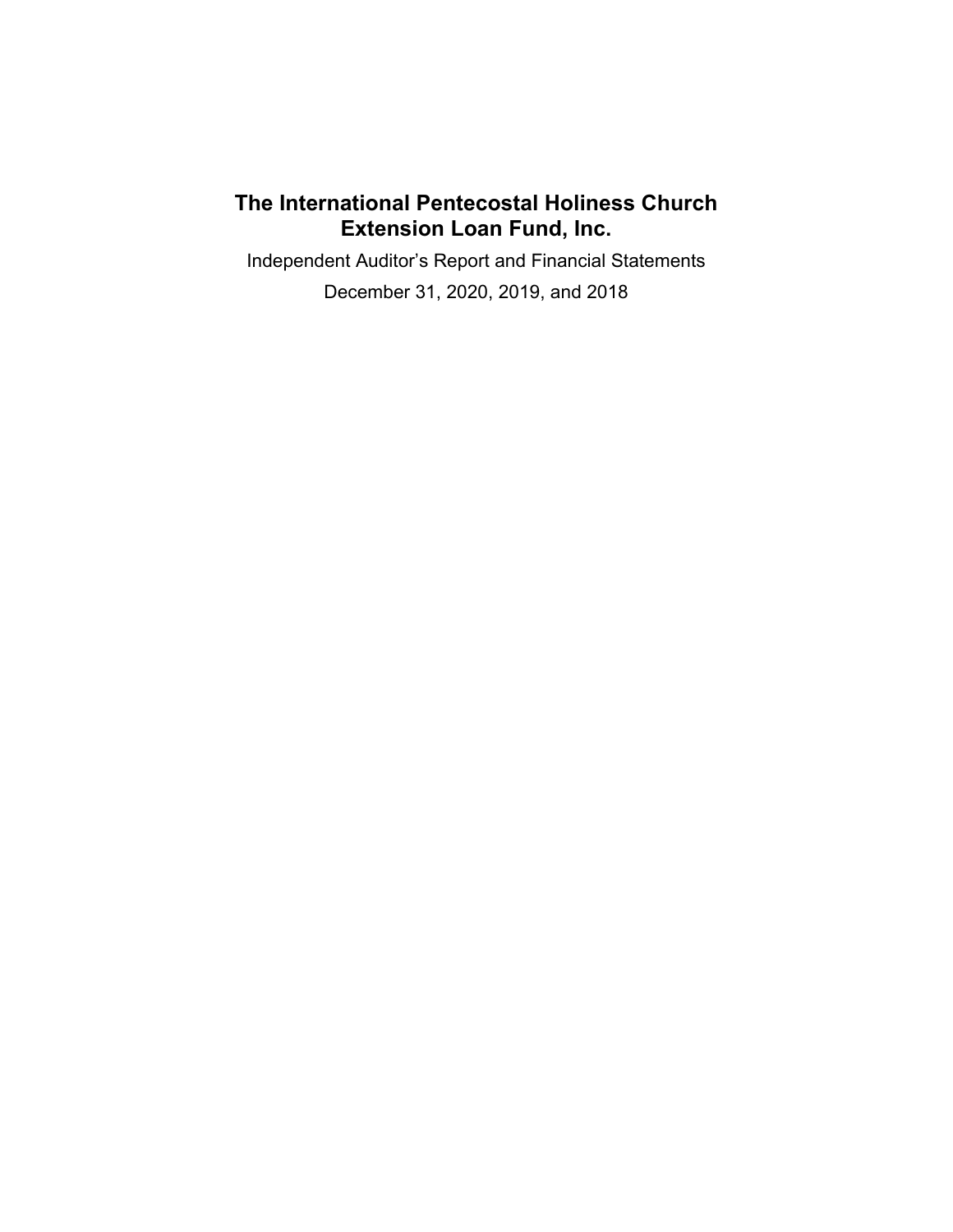# The International Pentecostal Holiness Church Extension Loan Fund, Inc.

Independent Auditor’s Report and Financial Statements

December 31, 2020, 2019, and 2018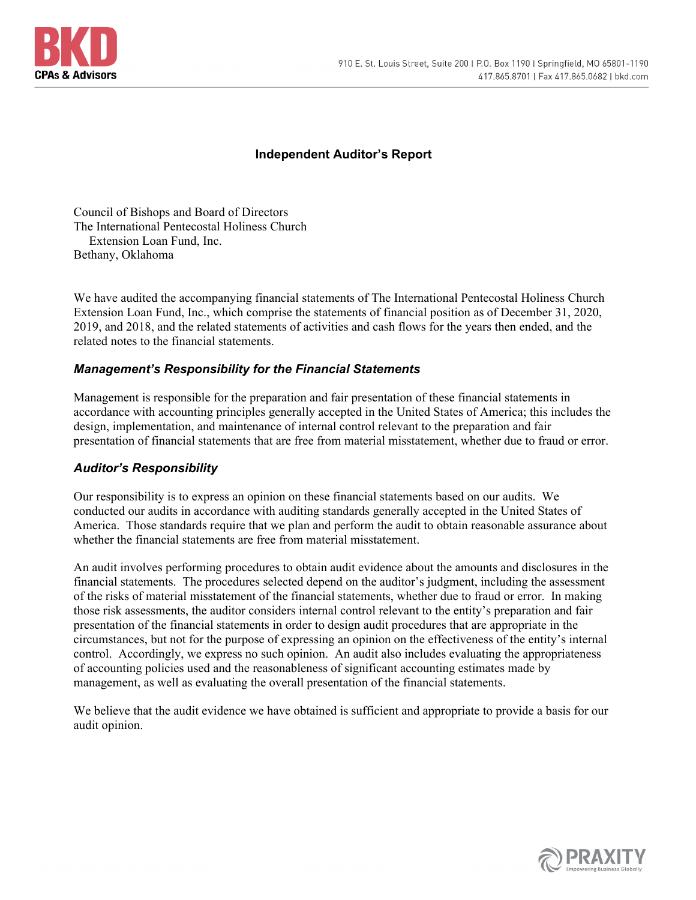# Independent Auditor's Report

Council of Bishops and Board of Directors
The International Pentecostal Holiness Church
Extension Loan Fund, Inc.
Bethany, Oklahoma

We have audited the accompanying financial statements of The International Pentecostal Holiness Church Extension Loan Fund, Inc., which comprise the statements of financial position as of December 31, 2020, 2019, and 2018, and the related statements of activities and cash flows for the years then ended, and the related notes to the financial statements.

## *Management's Responsibility for the Financial Statements*

Management is responsible for the preparation and fair presentation of these financial statements in accordance with accounting principles generally accepted in the United States of America; this includes the design, implementation, and maintenance of internal control relevant to the preparation and fair presentation of financial statements that are free from material misstatement, whether due to fraud or error.

## *Auditor's Responsibility*

Our responsibility is to express an opinion on these financial statements based on our audits. We conducted our audits in accordance with auditing standards generally accepted in the United States of America. Those standards require that we plan and perform the audit to obtain reasonable assurance about whether the financial statements are free from material misstatement.

An audit involves performing procedures to obtain audit evidence about the amounts and disclosures in the financial statements. The procedures selected depend on the auditor's judgment, including the assessment of the risks of material misstatement of the financial statements, whether due to fraud or error. In making those risk assessments, the auditor considers internal control relevant to the entity's preparation and fair presentation of the financial statements in order to design audit procedures that are appropriate in the circumstances, but not for the purpose of expressing an opinion on the effectiveness of the entity's internal control. Accordingly, we express no such opinion. An audit also includes evaluating the appropriateness of accounting policies used and the reasonableness of significant accounting estimates made by management, as well as evaluating the overall presentation of the financial statements.

We believe that the audit evidence we have obtained is sufficient and appropriate to provide a basis for our audit opinion.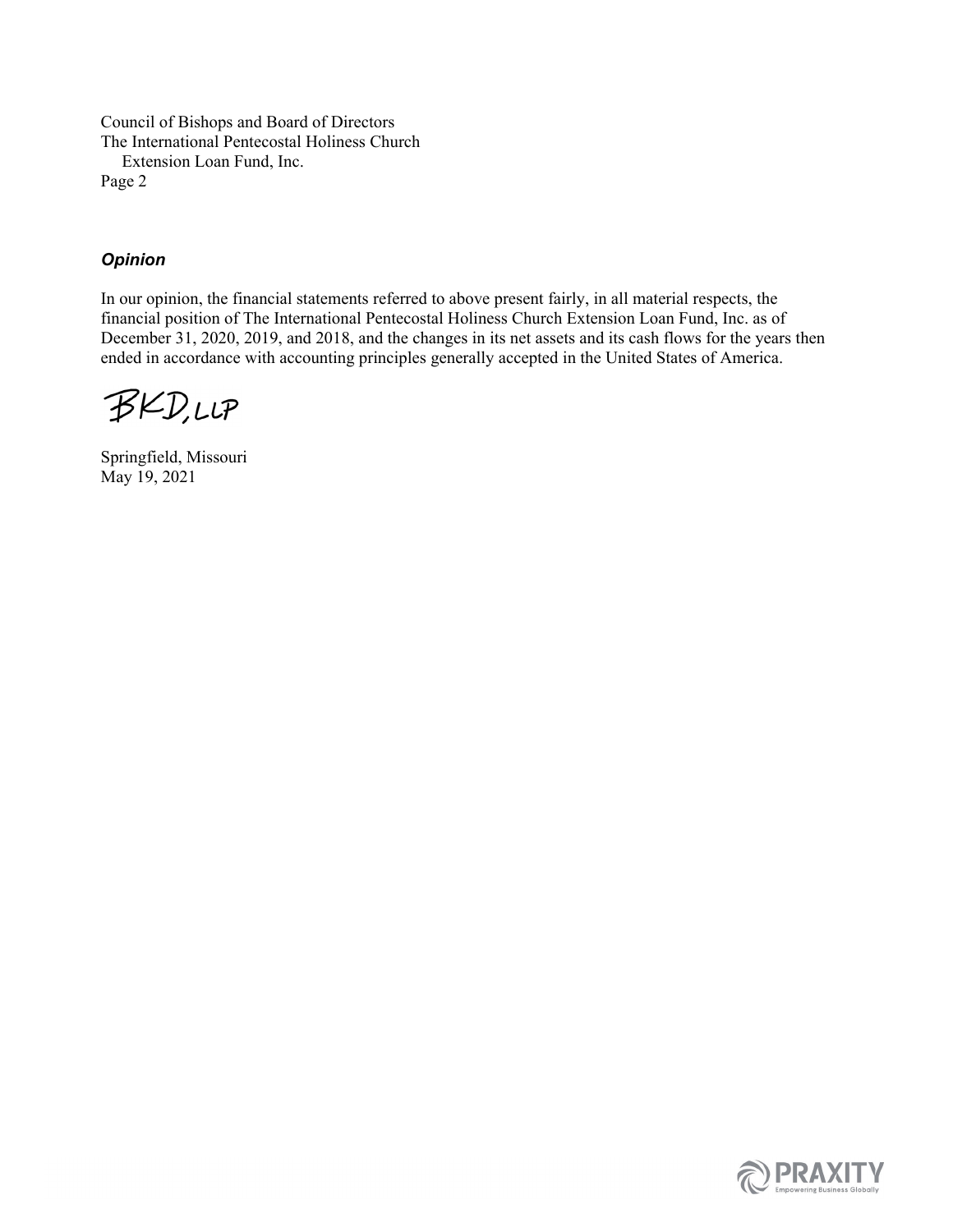Council of Bishops and Board of Directors
The International Pentecostal Holiness Church
Extension Loan Fund, Inc.

### *Opinion*

In our opinion, the financial statements referred to above present fairly, in all material respects, the financial position of The International Pentecostal Holiness Church Extension Loan Fund, Inc. as of December 31, 2020, 2019, and 2018, and the changes in its net assets and its cash flows for the years then ended in accordance with accounting principles generally accepted in the United States of America.

BKD, LLP

Springfield, Missouri
May 19, 2021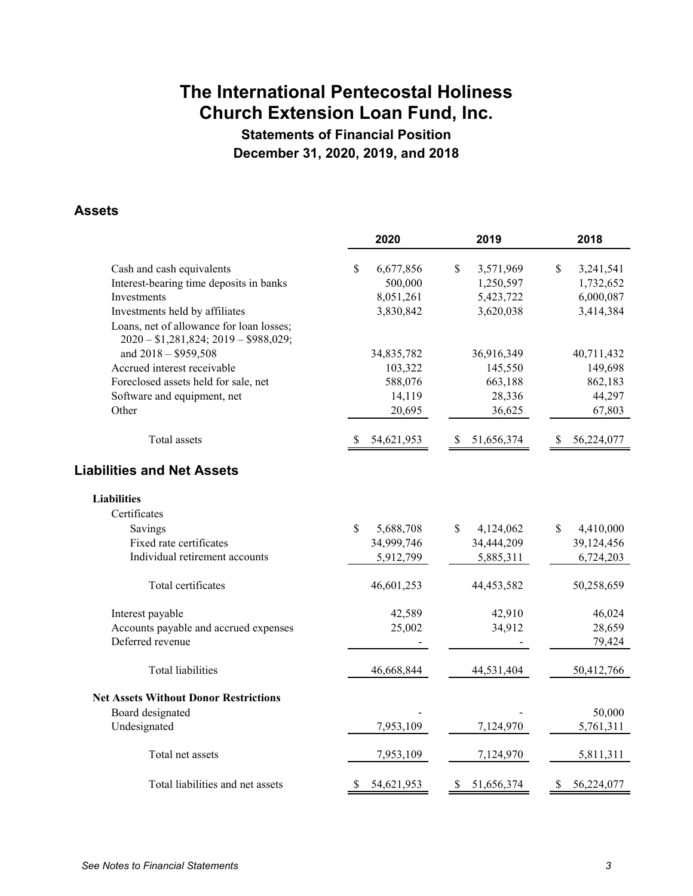# The International Pentecostal Holiness Church Extension Loan Fund, Inc.

## Statements of Financial Position

## December 31, 2020, 2019, and 2018

### Assets

| | 2020 | 2019 | 2018 |
|---|---|---|---|
| Cash and cash equivalents | $ 6,677,856 | $ 3,571,969 | $ 3,241,541 |
| Interest-bearing time deposits in banks | 500,000 | 1,250,597 | 1,732,652 |
| Investments | 8,051,261 | 5,423,722 | 6,000,087 |
| Investments held by affiliates | 3,830,842 | 3,620,038 | 3,414,384 |
| Loans, net of allowance for loan losses; 2020 – $1,281,824; 2019 – $988,029; and 2018 – $959,508 | 34,835,782 | 36,916,349 | 40,711,432 |
| Accrued interest receivable | 103,322 | 145,550 | 149,698 |
| Foreclosed assets held for sale, net | 588,076 | 663,188 | 862,183 |
| Software and equipment, net | 14,119 | 28,336 | 44,297 |
| Other | 20,695 | 36,625 | 67,803 |
| Total assets | $ 54,621,953 | $ 51,656,374 | $ 56,224,077 |

### Liabilities and Net Assets

| | 2020 | 2019 | 2018 |
|---|---|---|---|
| **Liabilities** | | | |
| Certificates | | | |
| Savings | $ 5,688,708 | $ 4,124,062 | $ 4,410,000 |
| Fixed rate certificates | 34,999,746 | 34,444,209 | 39,124,456 |
| Individual retirement accounts | 5,912,799 | 5,885,311 | 6,724,203 |
| Total certificates | 46,601,253 | 44,453,582 | 50,258,659 |
| Interest payable | 42,589 | 42,910 | 46,024 |
| Accounts payable and accrued expenses | 25,002 | 34,912 | 28,659 |
| Deferred revenue | - | - | 79,424 |
| Total liabilities | 46,668,844 | 44,531,404 | 50,412,766 |
| **Net Assets Without Donor Restrictions** | | | |
| Board designated | - | - | 50,000 |
| Undesignated | 7,953,109 | 7,124,970 | 5,761,311 |
| Total net assets | 7,953,109 | 7,124,970 | 5,811,311 |
| Total liabilities and net assets | $ 54,621,953 | $ 51,656,374 | $ 56,224,077 |

*See Notes to Financial Statements*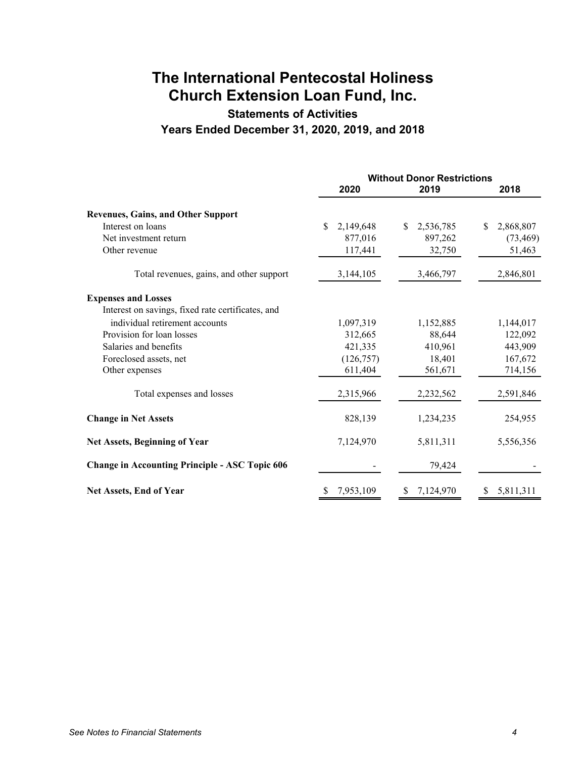# The International Pentecostal Holiness Church Extension Loan Fund, Inc.

## Statements of Activities

### Years Ended December 31, 2020, 2019, and 2018

| | Without Donor Restrictions | | |
|---|---|---|---|
| | 2020 | 2019 | 2018 |
| **Revenues, Gains, and Other Support** | | | |
| Interest on loans | $ 2,149,648 | $ 2,536,785 | $ 2,868,807 |
| Net investment return | 877,016 | 897,262 | (73,469) |
| Other revenue | 117,441 | 32,750 | 51,463 |
| Total revenues, gains, and other support | 3,144,105 | 3,466,797 | 2,846,801 |
| **Expenses and Losses** | | | |
| Interest on savings, fixed rate certificates, and individual retirement accounts | 1,097,319 | 1,152,885 | 1,144,017 |
| Provision for loan losses | 312,665 | 88,644 | 122,092 |
| Salaries and benefits | 421,335 | 410,961 | 443,909 |
| Foreclosed assets, net | (126,757) | 18,401 | 167,672 |
| Other expenses | 611,404 | 561,671 | 714,156 |
| Total expenses and losses | 2,315,966 | 2,232,562 | 2,591,846 |
| **Change in Net Assets** | 828,139 | 1,234,235 | 254,955 |
| **Net Assets, Beginning of Year** | 7,124,970 | 5,811,311 | 5,556,356 |
| **Change in Accounting Principle - ASC Topic 606** | - | 79,424 | - |
| **Net Assets, End of Year** | $ 7,953,109 | $ 7,124,970 | $ 5,811,311 |

*See Notes to Financial Statements*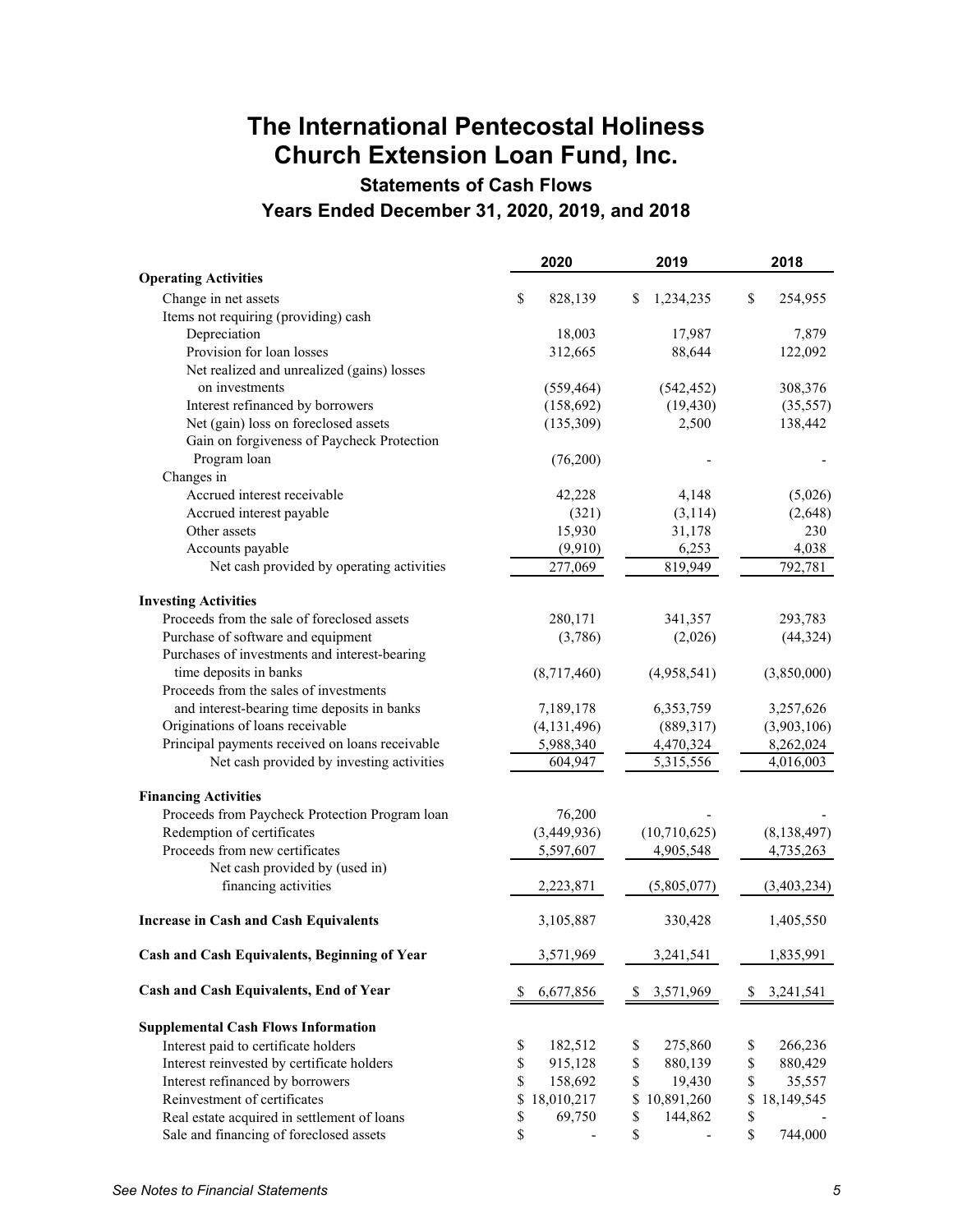# The International Pentecostal Holiness Church Extension Loan Fund, Inc.

## Statements of Cash Flows

## Years Ended December 31, 2020, 2019, and 2018

| | 2020 | 2019 | 2018 |
|---|---|---|---|
| **Operating Activities** | | | |
| Change in net assets | $ 828,139 | $ 1,234,235 | $ 254,955 |
| Items not requiring (providing) cash | | | |
| Depreciation | 18,003 | 17,987 | 7,879 |
| Provision for loan losses | 312,665 | 88,644 | 122,092 |
| Net realized and unrealized (gains) losses on investments | (559,464) | (542,452) | 308,376 |
| Interest refinanced by borrowers | (158,692) | (19,430) | (35,557) |
| Net (gain) loss on foreclosed assets | (135,309) | 2,500 | 138,442 |
| Gain on forgiveness of Paycheck Protection Program loan | (76,200) | - | - |
| Changes in | | | |
| Accrued interest receivable | 42,228 | 4,148 | (5,026) |
| Accrued interest payable | (321) | (3,114) | (2,648) |
| Other assets | 15,930 | 31,178 | 230 |
| Accounts payable | (9,910) | 6,253 | 4,038 |
| Net cash provided by operating activities | 277,069 | 819,949 | 792,781 |
| **Investing Activities** | | | |
| Proceeds from the sale of foreclosed assets | 280,171 | 341,357 | 293,783 |
| Purchase of software and equipment | (3,786) | (2,026) | (44,324) |
| Purchases of investments and interest-bearing time deposits in banks | (8,717,460) | (4,958,541) | (3,850,000) |
| Proceeds from the sales of investments and interest-bearing time deposits in banks | 7,189,178 | 6,353,759 | 3,257,626 |
| Originations of loans receivable | (4,131,496) | (889,317) | (3,903,106) |
| Principal payments received on loans receivable | 5,988,340 | 4,470,324 | 8,262,024 |
| Net cash provided by investing activities | 604,947 | 5,315,556 | 4,016,003 |
| **Financing Activities** | | | |
| Proceeds from Paycheck Protection Program loan | 76,200 | - | - |
| Redemption of certificates | (3,449,936) | (10,710,625) | (8,138,497) |
| Proceeds from new certificates | 5,597,607 | 4,905,548 | 4,735,263 |
| Net cash provided by (used in) financing activities | 2,223,871 | (5,805,077) | (3,403,234) |
| **Increase in Cash and Cash Equivalents** | 3,105,887 | 330,428 | 1,405,550 |
| **Cash and Cash Equivalents, Beginning of Year** | 3,571,969 | 3,241,541 | 1,835,991 |
| **Cash and Cash Equivalents, End of Year** | $ 6,677,856 | $ 3,571,969 | $ 3,241,541 |
| **Supplemental Cash Flows Information** | | | |
| Interest paid to certificate holders | $ 182,512 | $ 275,860 | $ 266,236 |
| Interest reinvested by certificate holders | $ 915,128 | $ 880,139 | $ 880,429 |
| Interest refinanced by borrowers | $ 158,692 | $ 19,430 | $ 35,557 |
| Reinvestment of certificates | $ 18,010,217 | $ 10,891,260 | $ 18,149,545 |
| Real estate acquired in settlement of loans | $ 69,750 | $ 144,862 | $ - |
| Sale and financing of foreclosed assets | $ - | $ - | $ 744,000 |

*See Notes to Financial Statements*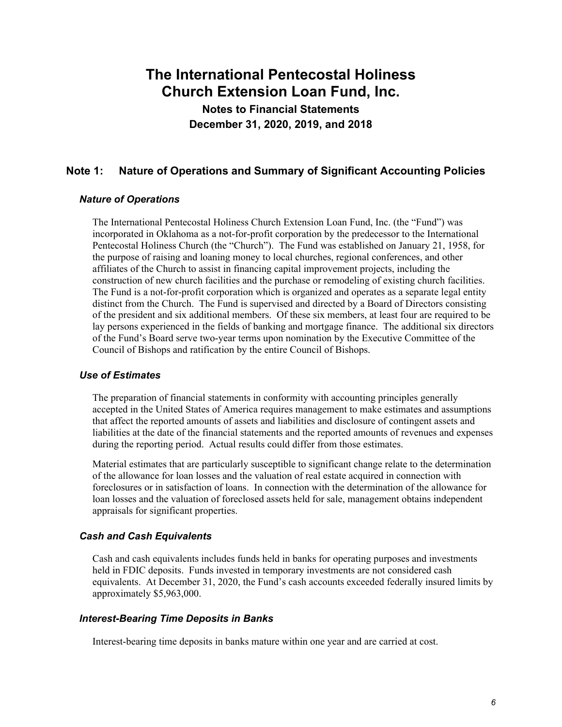# The International Pentecostal Holiness Church Extension Loan Fund, Inc.

**Notes to Financial Statements**

**December 31, 2020, 2019, and 2018**

## Note 1: Nature of Operations and Summary of Significant Accounting Policies

### *Nature of Operations*

The International Pentecostal Holiness Church Extension Loan Fund, Inc. (the "Fund") was incorporated in Oklahoma as a not-for-profit corporation by the predecessor to the International Pentecostal Holiness Church (the "Church"). The Fund was established on January 21, 1958, for the purpose of raising and loaning money to local churches, regional conferences, and other affiliates of the Church to assist in financing capital improvement projects, including the construction of new church facilities and the purchase or remodeling of existing church facilities. The Fund is a not-for-profit corporation which is organized and operates as a separate legal entity distinct from the Church. The Fund is supervised and directed by a Board of Directors consisting of the president and six additional members. Of these six members, at least four are required to be lay persons experienced in the fields of banking and mortgage finance. The additional six directors of the Fund's Board serve two-year terms upon nomination by the Executive Committee of the Council of Bishops and ratification by the entire Council of Bishops.

### *Use of Estimates*

The preparation of financial statements in conformity with accounting principles generally accepted in the United States of America requires management to make estimates and assumptions that affect the reported amounts of assets and liabilities and disclosure of contingent assets and liabilities at the date of the financial statements and the reported amounts of revenues and expenses during the reporting period. Actual results could differ from those estimates.

Material estimates that are particularly susceptible to significant change relate to the determination of the allowance for loan losses and the valuation of real estate acquired in connection with foreclosures or in satisfaction of loans. In connection with the determination of the allowance for loan losses and the valuation of foreclosed assets held for sale, management obtains independent appraisals for significant properties.

### *Cash and Cash Equivalents*

Cash and cash equivalents includes funds held in banks for operating purposes and investments held in FDIC deposits. Funds invested in temporary investments are not considered cash equivalents. At December 31, 2020, the Fund's cash accounts exceeded federally insured limits by approximately $5,963,000.

### *Interest-Bearing Time Deposits in Banks*

Interest-bearing time deposits in banks mature within one year and are carried at cost.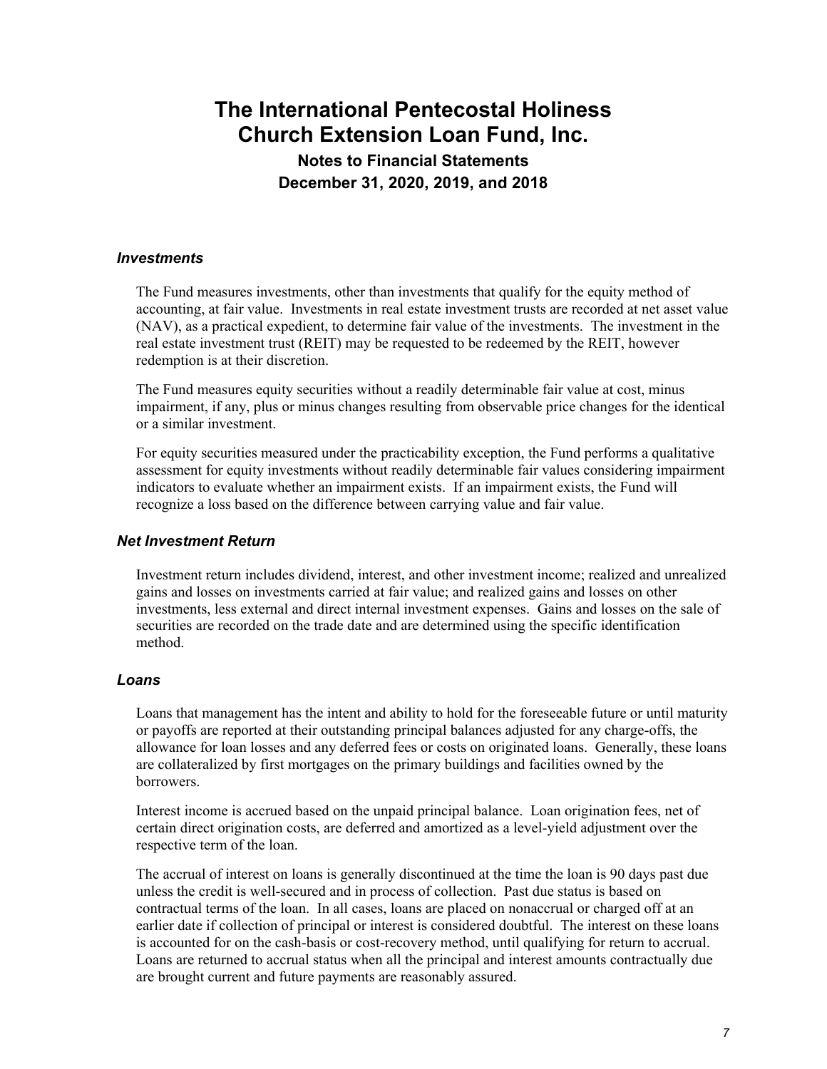### *Investments*

The Fund measures investments, other than investments that qualify for the equity method of accounting, at fair value. Investments in real estate investment trusts are recorded at net asset value (NAV), as a practical expedient, to determine fair value of the investments. The investment in the real estate investment trust (REIT) may be requested to be redeemed by the REIT, however redemption is at their discretion.

The Fund measures equity securities without a readily determinable fair value at cost, minus impairment, if any, plus or minus changes resulting from observable price changes for the identical or a similar investment.

For equity securities measured under the practicability exception, the Fund performs a qualitative assessment for equity investments without readily determinable fair values considering impairment indicators to evaluate whether an impairment exists. If an impairment exists, the Fund will recognize a loss based on the difference between carrying value and fair value.

### *Net Investment Return*

Investment return includes dividend, interest, and other investment income; realized and unrealized gains and losses on investments carried at fair value; and realized gains and losses on other investments, less external and direct internal investment expenses. Gains and losses on the sale of securities are recorded on the trade date and are determined using the specific identification method.

### *Loans*

Loans that management has the intent and ability to hold for the foreseeable future or until maturity or payoffs are reported at their outstanding principal balances adjusted for any charge-offs, the allowance for loan losses and any deferred fees or costs on originated loans. Generally, these loans are collateralized by first mortgages on the primary buildings and facilities owned by the borrowers.

Interest income is accrued based on the unpaid principal balance. Loan origination fees, net of certain direct origination costs, are deferred and amortized as a level-yield adjustment over the respective term of the loan.

The accrual of interest on loans is generally discontinued at the time the loan is 90 days past due unless the credit is well-secured and in process of collection. Past due status is based on contractual terms of the loan. In all cases, loans are placed on nonaccrual or charged off at an earlier date if collection of principal or interest is considered doubtful. The interest on these loans is accounted for on the cash-basis or cost-recovery method, until qualifying for return to accrual. Loans are returned to accrual status when all the principal and interest amounts contractually due are brought current and future payments are reasonably assured.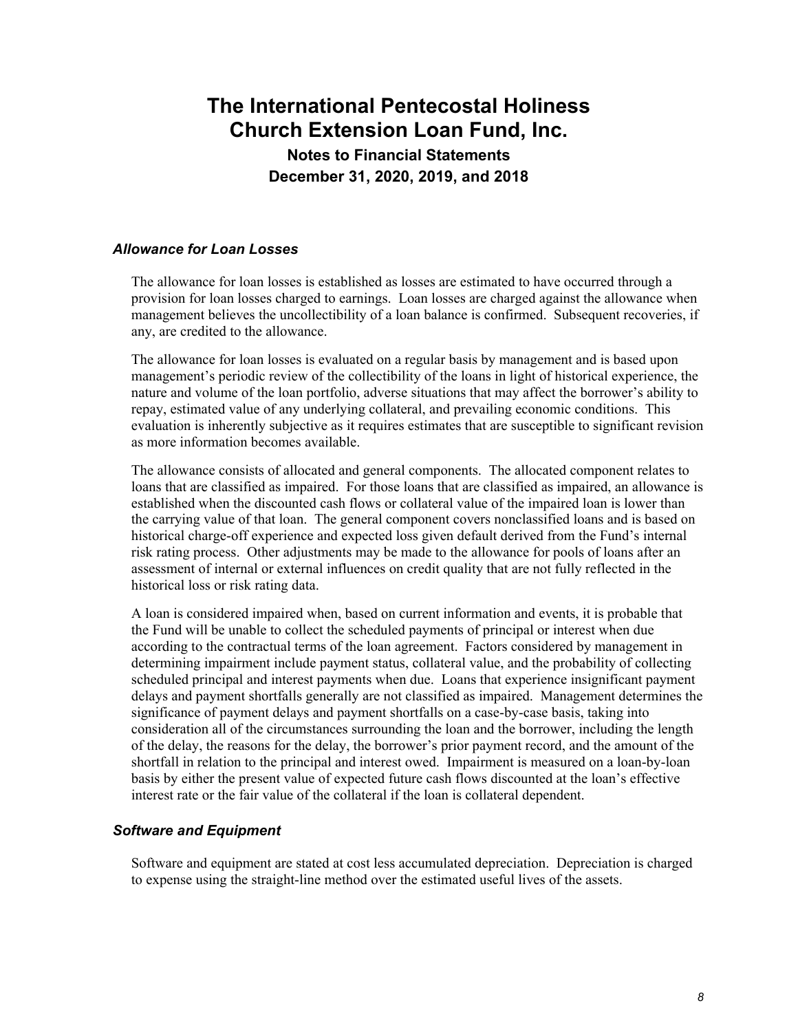### *Allowance for Loan Losses*

The allowance for loan losses is established as losses are estimated to have occurred through a provision for loan losses charged to earnings. Loan losses are charged against the allowance when management believes the uncollectibility of a loan balance is confirmed. Subsequent recoveries, if any, are credited to the allowance.

The allowance for loan losses is evaluated on a regular basis by management and is based upon management's periodic review of the collectibility of the loans in light of historical experience, the nature and volume of the loan portfolio, adverse situations that may affect the borrower's ability to repay, estimated value of any underlying collateral, and prevailing economic conditions. This evaluation is inherently subjective as it requires estimates that are susceptible to significant revision as more information becomes available.

The allowance consists of allocated and general components. The allocated component relates to loans that are classified as impaired. For those loans that are classified as impaired, an allowance is established when the discounted cash flows or collateral value of the impaired loan is lower than the carrying value of that loan. The general component covers nonclassified loans and is based on historical charge-off experience and expected loss given default derived from the Fund's internal risk rating process. Other adjustments may be made to the allowance for pools of loans after an assessment of internal or external influences on credit quality that are not fully reflected in the historical loss or risk rating data.

A loan is considered impaired when, based on current information and events, it is probable that the Fund will be unable to collect the scheduled payments of principal or interest when due according to the contractual terms of the loan agreement. Factors considered by management in determining impairment include payment status, collateral value, and the probability of collecting scheduled principal and interest payments when due. Loans that experience insignificant payment delays and payment shortfalls generally are not classified as impaired. Management determines the significance of payment delays and payment shortfalls on a case-by-case basis, taking into consideration all of the circumstances surrounding the loan and the borrower, including the length of the delay, the reasons for the delay, the borrower's prior payment record, and the amount of the shortfall in relation to the principal and interest owed. Impairment is measured on a loan-by-loan basis by either the present value of expected future cash flows discounted at the loan's effective interest rate or the fair value of the collateral if the loan is collateral dependent.

### *Software and Equipment*

Software and equipment are stated at cost less accumulated depreciation. Depreciation is charged to expense using the straight-line method over the estimated useful lives of the assets.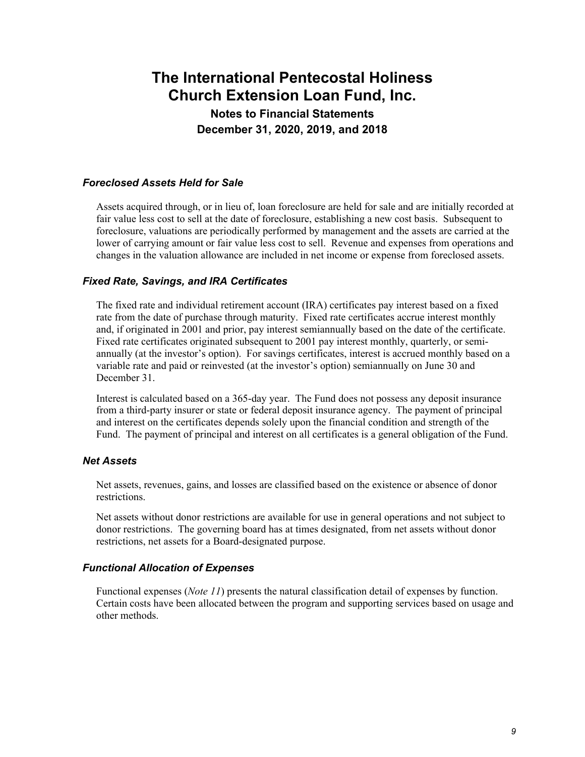### *Foreclosed Assets Held for Sale*

Assets acquired through, or in lieu of, loan foreclosure are held for sale and are initially recorded at fair value less cost to sell at the date of foreclosure, establishing a new cost basis. Subsequent to foreclosure, valuations are periodically performed by management and the assets are carried at the lower of carrying amount or fair value less cost to sell. Revenue and expenses from operations and changes in the valuation allowance are included in net income or expense from foreclosed assets.

### *Fixed Rate, Savings, and IRA Certificates*

The fixed rate and individual retirement account (IRA) certificates pay interest based on a fixed rate from the date of purchase through maturity. Fixed rate certificates accrue interest monthly and, if originated in 2001 and prior, pay interest semiannually based on the date of the certificate. Fixed rate certificates originated subsequent to 2001 pay interest monthly, quarterly, or semi-annually (at the investor's option). For savings certificates, interest is accrued monthly based on a variable rate and paid or reinvested (at the investor's option) semiannually on June 30 and December 31.

Interest is calculated based on a 365-day year. The Fund does not possess any deposit insurance from a third-party insurer or state or federal deposit insurance agency. The payment of principal and interest on the certificates depends solely upon the financial condition and strength of the Fund. The payment of principal and interest on all certificates is a general obligation of the Fund.

### *Net Assets*

Net assets, revenues, gains, and losses are classified based on the existence or absence of donor restrictions.

Net assets without donor restrictions are available for use in general operations and not subject to donor restrictions. The governing board has at times designated, from net assets without donor restrictions, net assets for a Board-designated purpose.

### *Functional Allocation of Expenses*

Functional expenses (*Note 11*) presents the natural classification detail of expenses by function. Certain costs have been allocated between the program and supporting services based on usage and other methods.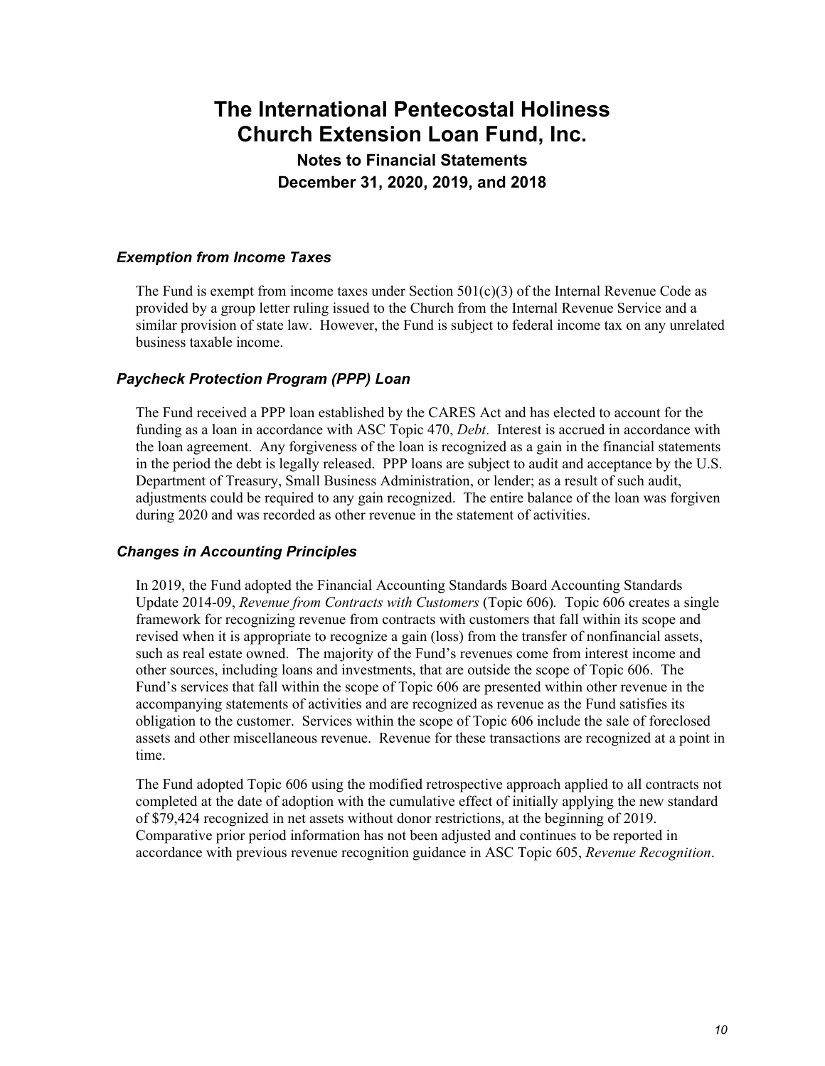# The International Pentecostal Holiness Church Extension Loan Fund, Inc.

## Notes to Financial Statements

## December 31, 2020, 2019, and 2018

### *Exemption from Income Taxes*

The Fund is exempt from income taxes under Section 501(c)(3) of the Internal Revenue Code as provided by a group letter ruling issued to the Church from the Internal Revenue Service and a similar provision of state law. However, the Fund is subject to federal income tax on any unrelated business taxable income.

### *Paycheck Protection Program (PPP) Loan*

The Fund received a PPP loan established by the CARES Act and has elected to account for the funding as a loan in accordance with ASC Topic 470, *Debt*. Interest is accrued in accordance with the loan agreement. Any forgiveness of the loan is recognized as a gain in the financial statements in the period the debt is legally released. PPP loans are subject to audit and acceptance by the U.S. Department of Treasury, Small Business Administration, or lender; as a result of such audit, adjustments could be required to any gain recognized. The entire balance of the loan was forgiven during 2020 and was recorded as other revenue in the statement of activities.

### *Changes in Accounting Principles*

In 2019, the Fund adopted the Financial Accounting Standards Board Accounting Standards Update 2014-09, *Revenue from Contracts with Customers* (Topic 606). Topic 606 creates a single framework for recognizing revenue from contracts with customers that fall within its scope and revised when it is appropriate to recognize a gain (loss) from the transfer of nonfinancial assets, such as real estate owned. The majority of the Fund's revenues come from interest income and other sources, including loans and investments, that are outside the scope of Topic 606. The Fund's services that fall within the scope of Topic 606 are presented within other revenue in the accompanying statements of activities and are recognized as revenue as the Fund satisfies its obligation to the customer. Services within the scope of Topic 606 include the sale of foreclosed assets and other miscellaneous revenue. Revenue for these transactions are recognized at a point in time.

The Fund adopted Topic 606 using the modified retrospective approach applied to all contracts not completed at the date of adoption with the cumulative effect of initially applying the new standard of $79,424 recognized in net assets without donor restrictions, at the beginning of 2019. Comparative prior period information has not been adjusted and continues to be reported in accordance with previous revenue recognition guidance in ASC Topic 605, *Revenue Recognition*.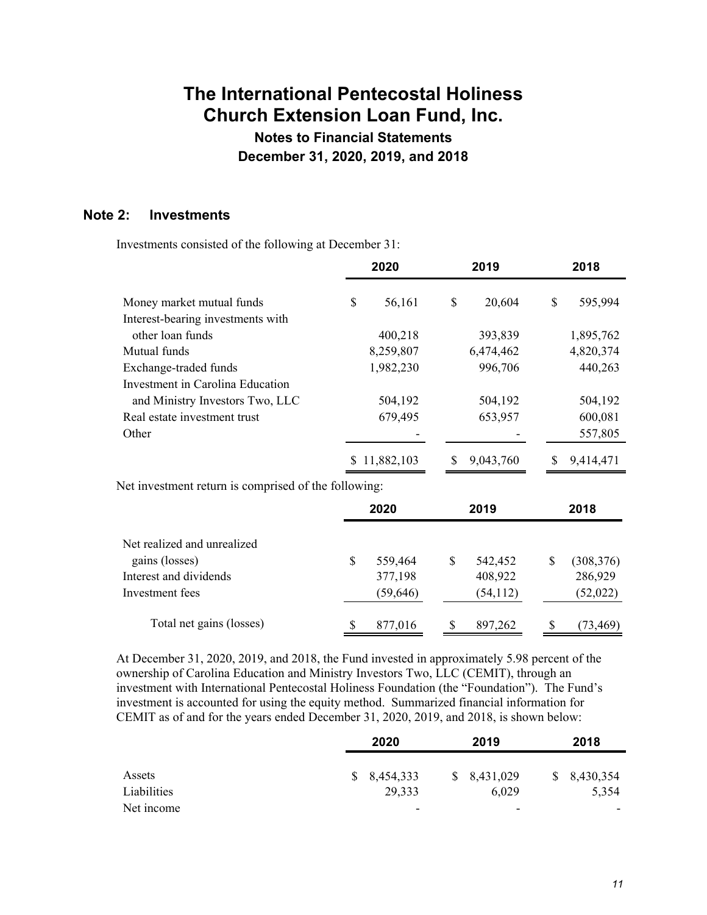# The International Pentecostal Holiness Church Extension Loan Fund, Inc.

### Notes to Financial Statements
### December 31, 2020, 2019, and 2018

## Note 2: Investments

Investments consisted of the following at December 31:

| | 2020 | 2019 | 2018 |
|---|---|---|---|
| Money market mutual funds | $ 56,161 | $ 20,604 | $ 595,994 |
| Interest-bearing investments with other loan funds | 400,218 | 393,839 | 1,895,762 |
| Mutual funds | 8,259,807 | 6,474,462 | 4,820,374 |
| Exchange-traded funds | 1,982,230 | 996,706 | 440,263 |
| Investment in Carolina Education and Ministry Investors Two, LLC | 504,192 | 504,192 | 504,192 |
| Real estate investment trust | 679,495 | 653,957 | 600,081 |
| Other | - | - | 557,805 |
| | $ 11,882,103 | $ 9,043,760 | $ 9,414,471 |

Net investment return is comprised of the following:

| | 2020 | 2019 | 2018 |
|---|---|---|---|
| Net realized and unrealized gains (losses) | $ 559,464 | $ 542,452 | $ (308,376) |
| Interest and dividends | 377,198 | 408,922 | 286,929 |
| Investment fees | (59,646) | (54,112) | (52,022) |
| Total net gains (losses) | $ 877,016 | $ 897,262 | $ (73,469) |

At December 31, 2020, 2019, and 2018, the Fund invested in approximately 5.98 percent of the ownership of Carolina Education and Ministry Investors Two, LLC (CEMIT), through an investment with International Pentecostal Holiness Foundation (the "Foundation"). The Fund's investment is accounted for using the equity method. Summarized financial information for CEMIT as of and for the years ended December 31, 2020, 2019, and 2018, is shown below:

| | 2020 | 2019 | 2018 |
|---|---|---|---|
| Assets | $ 8,454,333 | $ 8,431,029 | $ 8,430,354 |
| Liabilities | 29,333 | 6,029 | 5,354 |
| Net income | - | - | - |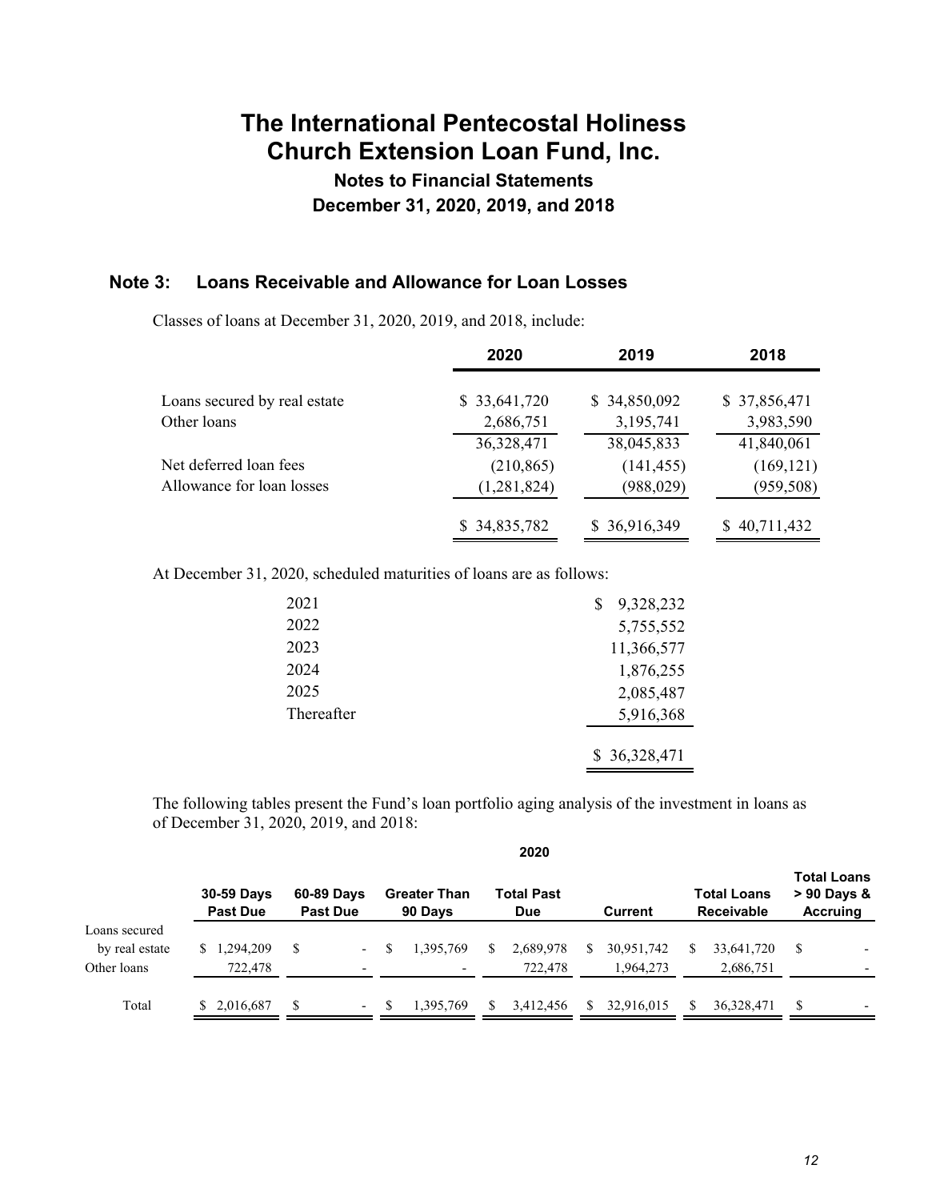# The International Pentecostal Holiness Church Extension Loan Fund, Inc.

## Notes to Financial Statements
## December 31, 2020, 2019, and 2018

### Note 3: Loans Receivable and Allowance for Loan Losses

Classes of loans at December 31, 2020, 2019, and 2018, include:

| | 2020 | 2019 | 2018 |
|---|---|---|---|
| Loans secured by real estate | $ 33,641,720 | $ 34,850,092 | $ 37,856,471 |
| Other loans | 2,686,751 | 3,195,741 | 3,983,590 |
| | 36,328,471 | 38,045,833 | 41,840,061 |
| Net deferred loan fees | (210,865) | (141,455) | (169,121) |
| Allowance for loan losses | (1,281,824) | (988,029) | (959,508) |
| | $ 34,835,782 | $ 36,916,349 | $ 40,711,432 |

At December 31, 2020, scheduled maturities of loans are as follows:

| | |
|---|---|
| 2021 | $ 9,328,232 |
| 2022 | 5,755,552 |
| 2023 | 11,366,577 |
| 2024 | 1,876,255 |
| 2025 | 2,085,487 |
| Thereafter | 5,916,368 |
| | $ 36,328,471 |

The following tables present the Fund's loan portfolio aging analysis of the investment in loans as of December 31, 2020, 2019, and 2018:

**2020**

| | 30-59 Days Past Due | 60-89 Days Past Due | Greater Than 90 Days | Total Past Due | Current | Total Loans Receivable | Total Loans > 90 Days & Accruing |
|---|---|---|---|---|---|---|---|
| Loans secured by real estate | $ 1,294,209 | $ - | $ 1,395,769 | $ 2,689,978 | $ 30,951,742 | $ 33,641,720 | $ - |
| Other loans | 722,478 | - | - | 722,478 | 1,964,273 | 2,686,751 | - |
| Total | $ 2,016,687 | $ - | $ 1,395,769 | $ 3,412,456 | $ 32,916,015 | $ 36,328,471 | $ - |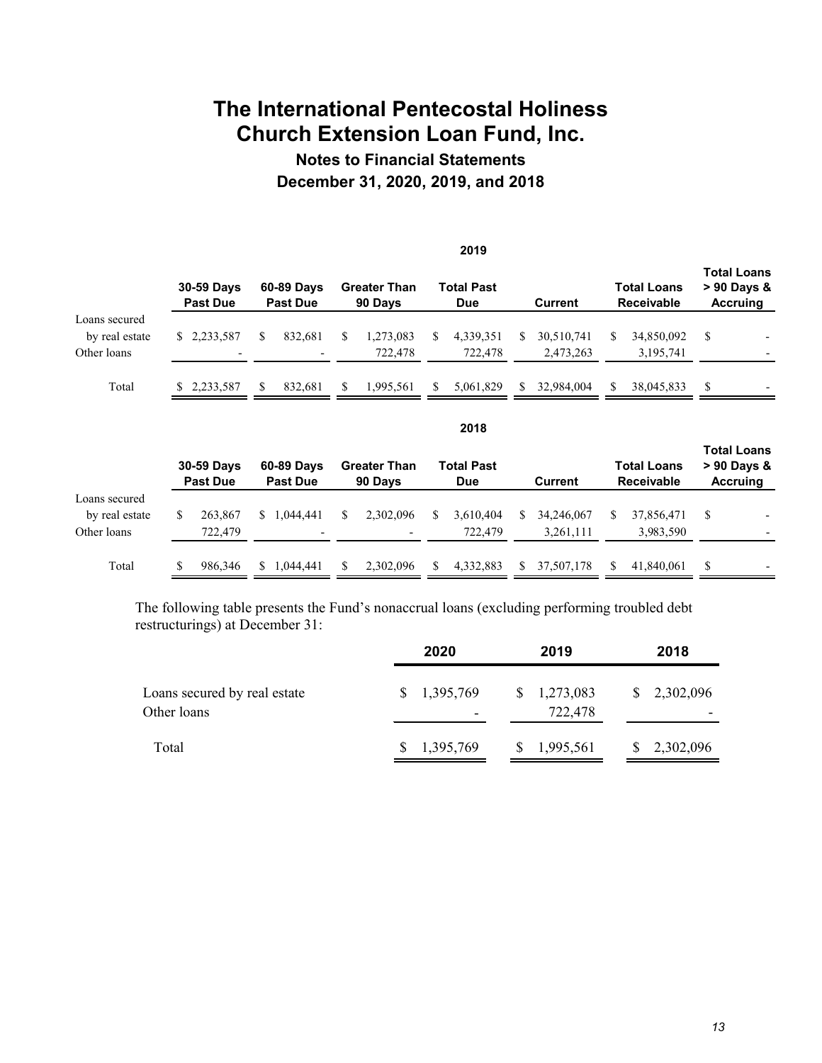# The International Pentecostal Holiness Church Extension Loan Fund, Inc.

## Notes to Financial Statements

## December 31, 2020, 2019, and 2018

**2019**

| | 30-59 Days Past Due | 60-89 Days Past Due | Greater Than 90 Days | Total Past Due | Current | Total Loans Receivable | Total Loans > 90 Days & Accruing |
|---|---|---|---|---|---|---|---|
| Loans secured by real estate | $ 2,233,587 | $ 832,681 | $ 1,273,083 | $ 4,339,351 | $ 30,510,741 | $ 34,850,092 | $ - |
| Other loans | - | - | 722,478 | 722,478 | 2,473,263 | 3,195,741 | - |
| Total | $ 2,233,587 | $ 832,681 | $ 1,995,561 | $ 5,061,829 | $ 32,984,004 | $ 38,045,833 | $ - |

**2018**

| | 30-59 Days Past Due | 60-89 Days Past Due | Greater Than 90 Days | Total Past Due | Current | Total Loans Receivable | Total Loans > 90 Days & Accruing |
|---|---|---|---|---|---|---|---|
| Loans secured by real estate | $ 263,867 | $ 1,044,441 | $ 2,302,096 | $ 3,610,404 | $ 34,246,067 | $ 37,856,471 | $ - |
| Other loans | 722,479 | - | - | 722,479 | 3,261,111 | 3,983,590 | - |
| Total | $ 986,346 | $ 1,044,441 | $ 2,302,096 | $ 4,332,883 | $ 37,507,178 | $ 41,840,061 | $ - |

The following table presents the Fund's nonaccrual loans (excluding performing troubled debt restructurings) at December 31:

| | 2020 | 2019 | 2018 |
|---|---|---|---|
| Loans secured by real estate | $ 1,395,769 | $ 1,273,083 | $ 2,302,096 |
| Other loans | - | 722,478 | - |
| Total | $ 1,395,769 | $ 1,995,561 | $ 2,302,096 |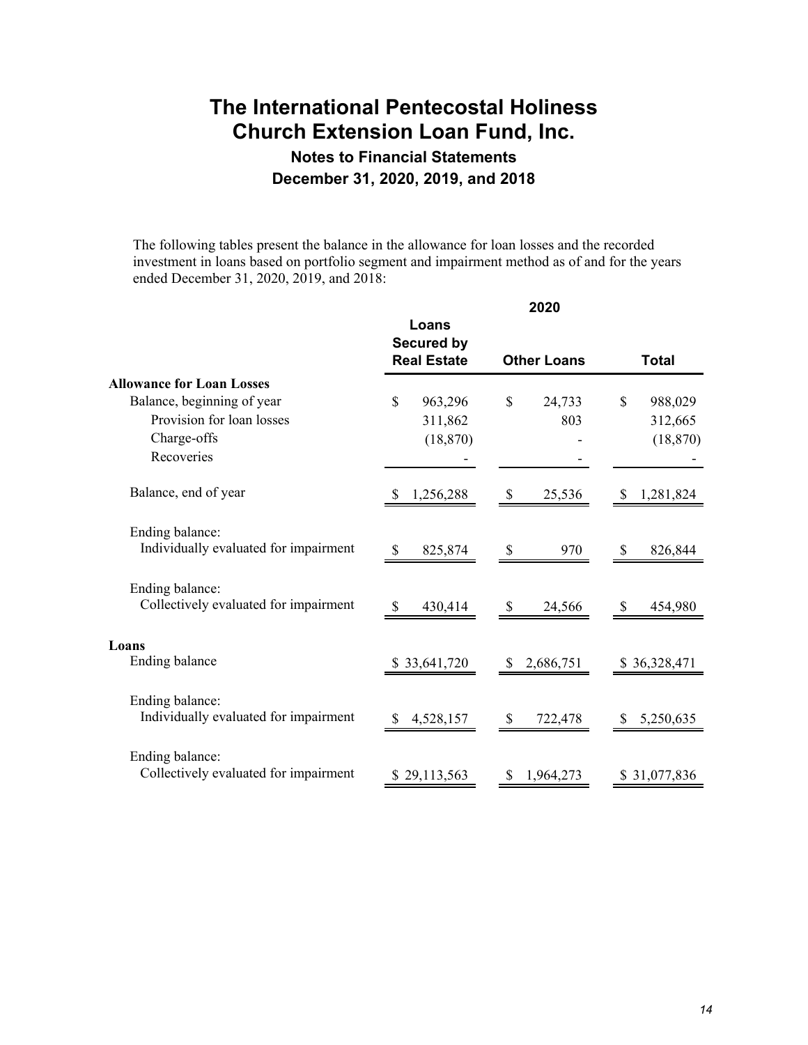# The International Pentecostal Holiness Church Extension Loan Fund, Inc.

## Notes to Financial Statements

### December 31, 2020, 2019, and 2018

The following tables present the balance in the allowance for loan losses and the recorded investment in loans based on portfolio segment and impairment method as of and for the years ended December 31, 2020, 2019, and 2018:

| | 2020 | | |
|---|---|---|---|
| | Loans Secured by Real Estate | Other Loans | Total |
| **Allowance for Loan Losses** | | | |
| Balance, beginning of year | $ 963,296 | $ 24,733 | $ 988,029 |
| Provision for loan losses | 311,862 | 803 | 312,665 |
| Charge-offs | (18,870) | - | (18,870) |
| Recoveries | - | - | - |
| Balance, end of year | $ 1,256,288 | $ 25,536 | $ 1,281,824 |
| Ending balance: Individually evaluated for impairment | $ 825,874 | $ 970 | $ 826,844 |
| Ending balance: Collectively evaluated for impairment | $ 430,414 | $ 24,566 | $ 454,980 |
| **Loans** | | | |
| Ending balance | $ 33,641,720 | $ 2,686,751 | $ 36,328,471 |
| Ending balance: Individually evaluated for impairment | $ 4,528,157 | $ 722,478 | $ 5,250,635 |
| Ending balance: Collectively evaluated for impairment | $ 29,113,563 | $ 1,964,273 | $ 31,077,836 |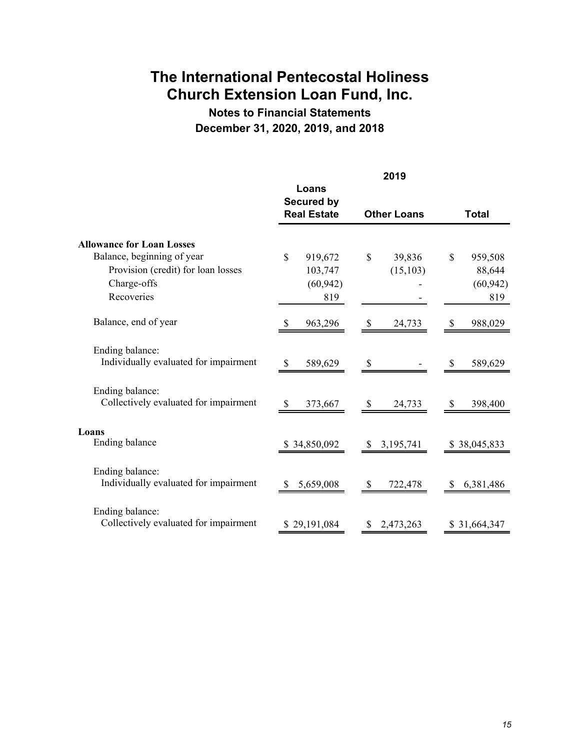# The International Pentecostal Holiness Church Extension Loan Fund, Inc.

## Notes to Financial Statements

## December 31, 2020, 2019, and 2018

| | 2019 | | |
|---|---|---|---|
| | Loans Secured by Real Estate | Other Loans | Total |
| **Allowance for Loan Losses** | | | |
| Balance, beginning of year | $ 919,672 | $ 39,836 | $ 959,508 |
| Provision (credit) for loan losses | 103,747 | (15,103) | 88,644 |
| Charge-offs | (60,942) | - | (60,942) |
| Recoveries | 819 | - | 819 |
| Balance, end of year | $ 963,296 | $ 24,733 | $ 988,029 |
| Ending balance: Individually evaluated for impairment | $ 589,629 | $ - | $ 589,629 |
| Ending balance: Collectively evaluated for impairment | $ 373,667 | $ 24,733 | $ 398,400 |
| **Loans** | | | |
| Ending balance | $ 34,850,092 | $ 3,195,741 | $ 38,045,833 |
| Ending balance: Individually evaluated for impairment | $ 5,659,008 | $ 722,478 | $ 6,381,486 |
| Ending balance: Collectively evaluated for impairment | $ 29,191,084 | $ 2,473,263 | $ 31,664,347 |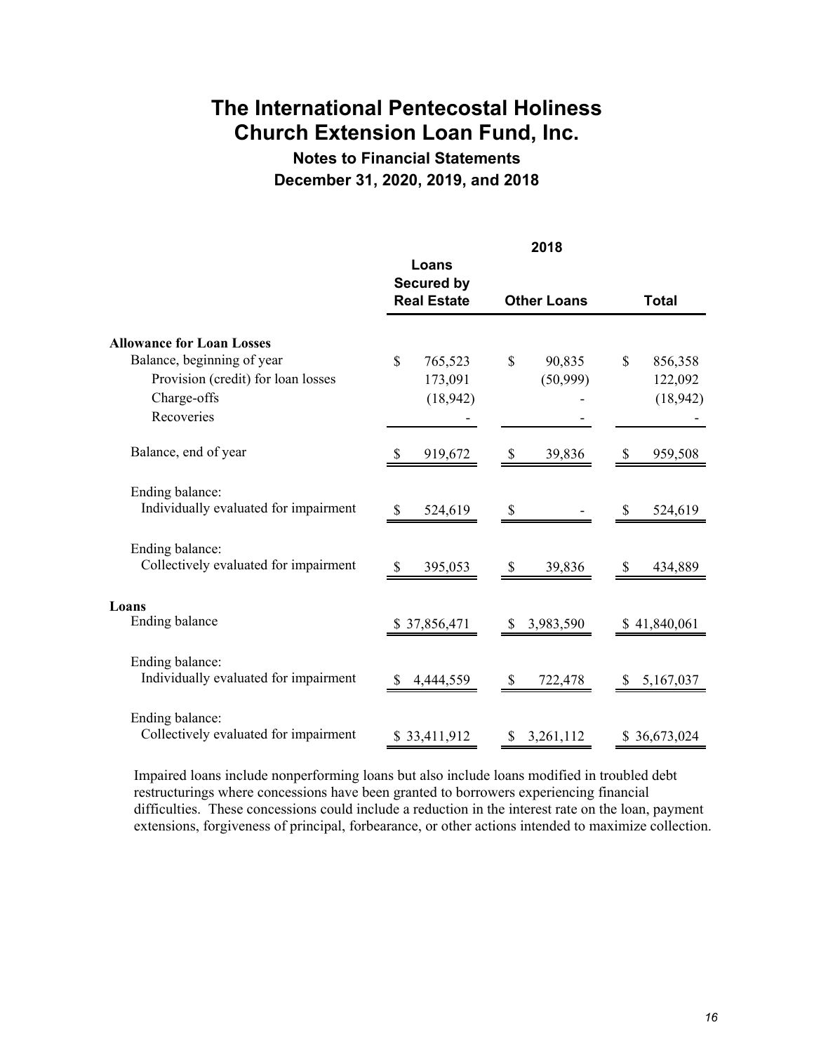# The International Pentecostal Holiness Church Extension Loan Fund, Inc.

## Notes to Financial Statements

## December 31, 2020, 2019, and 2018

| | 2018 | | |
|---|---|---|---|
| | Loans Secured by Real Estate | Other Loans | Total |
| **Allowance for Loan Losses** | | | |
| Balance, beginning of year | $ 765,523 | $ 90,835 | $ 856,358 |
| Provision (credit) for loan losses | 173,091 | (50,999) | 122,092 |
| Charge-offs | (18,942) | - | (18,942) |
| Recoveries | - | - | - |
| Balance, end of year | $ 919,672 | $ 39,836 | $ 959,508 |
| Ending balance: Individually evaluated for impairment | $ 524,619 | $ - | $ 524,619 |
| Ending balance: Collectively evaluated for impairment | $ 395,053 | $ 39,836 | $ 434,889 |
| **Loans** | | | |
| Ending balance | $ 37,856,471 | $ 3,983,590 | $ 41,840,061 |
| Ending balance: Individually evaluated for impairment | $ 4,444,559 | $ 722,478 | $ 5,167,037 |
| Ending balance: Collectively evaluated for impairment | $ 33,411,912 | $ 3,261,112 | $ 36,673,024 |

Impaired loans include nonperforming loans but also include loans modified in troubled debt restructurings where concessions have been granted to borrowers experiencing financial difficulties. These concessions could include a reduction in the interest rate on the loan, payment extensions, forgiveness of principal, forbearance, or other actions intended to maximize collection.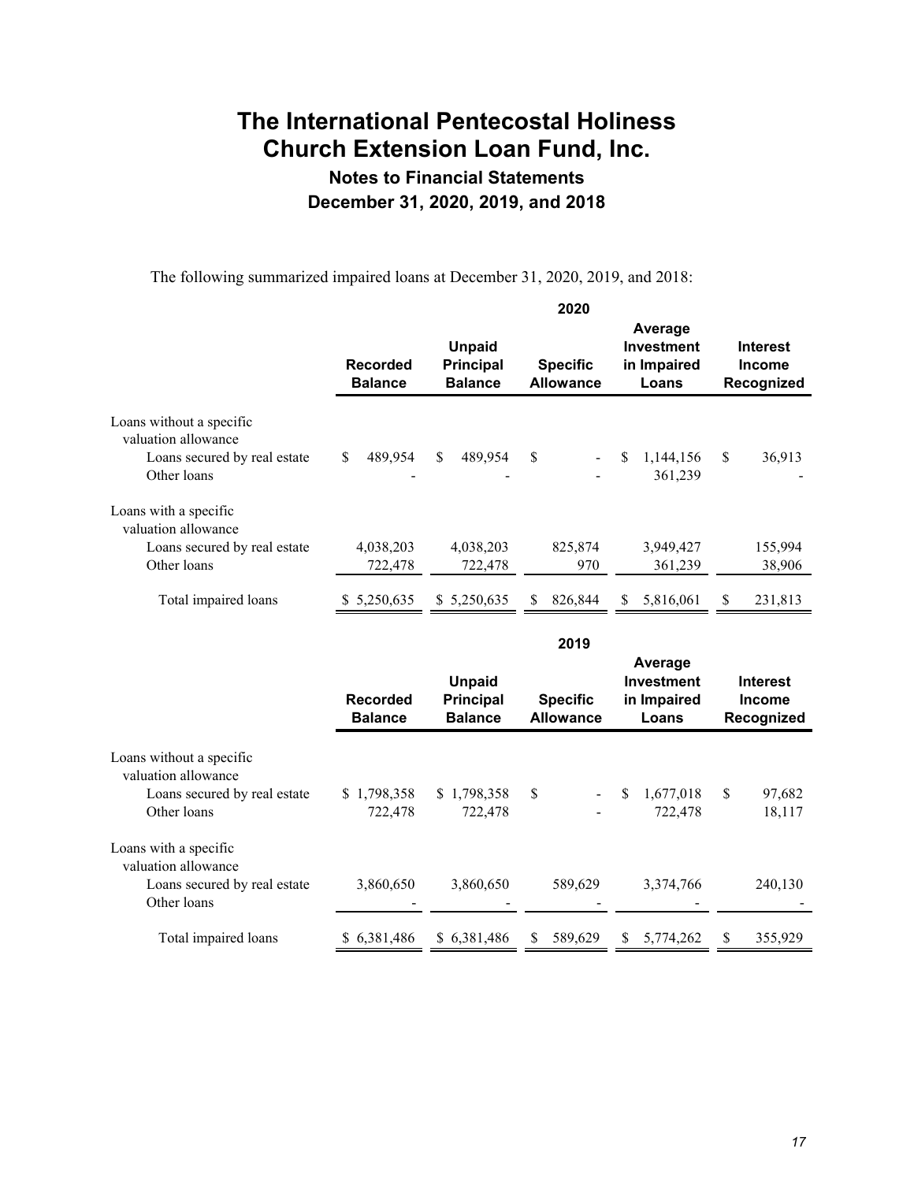# The International Pentecostal Holiness Church Extension Loan Fund, Inc.

## Notes to Financial Statements

## December 31, 2020, 2019, and 2018

The following summarized impaired loans at December 31, 2020, 2019, and 2018:

| | 2020 | | | | |
|---|---|---|---|---|---|
| | Recorded Balance | Unpaid Principal Balance | Specific Allowance | Average Investment in Impaired Loans | Interest Income Recognized |
| Loans without a specific valuation allowance | | | | | |
| Loans secured by real estate | $ 489,954 | $ 489,954 | $ - | $ 1,144,156 | $ 36,913 |
| Other loans | - | - | - | 361,239 | - |
| Loans with a specific valuation allowance | | | | | |
| Loans secured by real estate | 4,038,203 | 4,038,203 | 825,874 | 3,949,427 | 155,994 |
| Other loans | 722,478 | 722,478 | 970 | 361,239 | 38,906 |
| Total impaired loans | $ 5,250,635 | $ 5,250,635 | $ 826,844 | $ 5,816,061 | $ 231,813 |

| | 2019 | | | | |
|---|---|---|---|---|---|
| | Recorded Balance | Unpaid Principal Balance | Specific Allowance | Average Investment in Impaired Loans | Interest Income Recognized |
| Loans without a specific valuation allowance | | | | | |
| Loans secured by real estate | $ 1,798,358 | $ 1,798,358 | $ - | $ 1,677,018 | $ 97,682 |
| Other loans | 722,478 | 722,478 | - | 722,478 | 18,117 |
| Loans with a specific valuation allowance | | | | | |
| Loans secured by real estate | 3,860,650 | 3,860,650 | 589,629 | 3,374,766 | 240,130 |
| Other loans | - | - | - | - | - |
| Total impaired loans | $ 6,381,486 | $ 6,381,486 | $ 589,629 | $ 5,774,262 | $ 355,929 |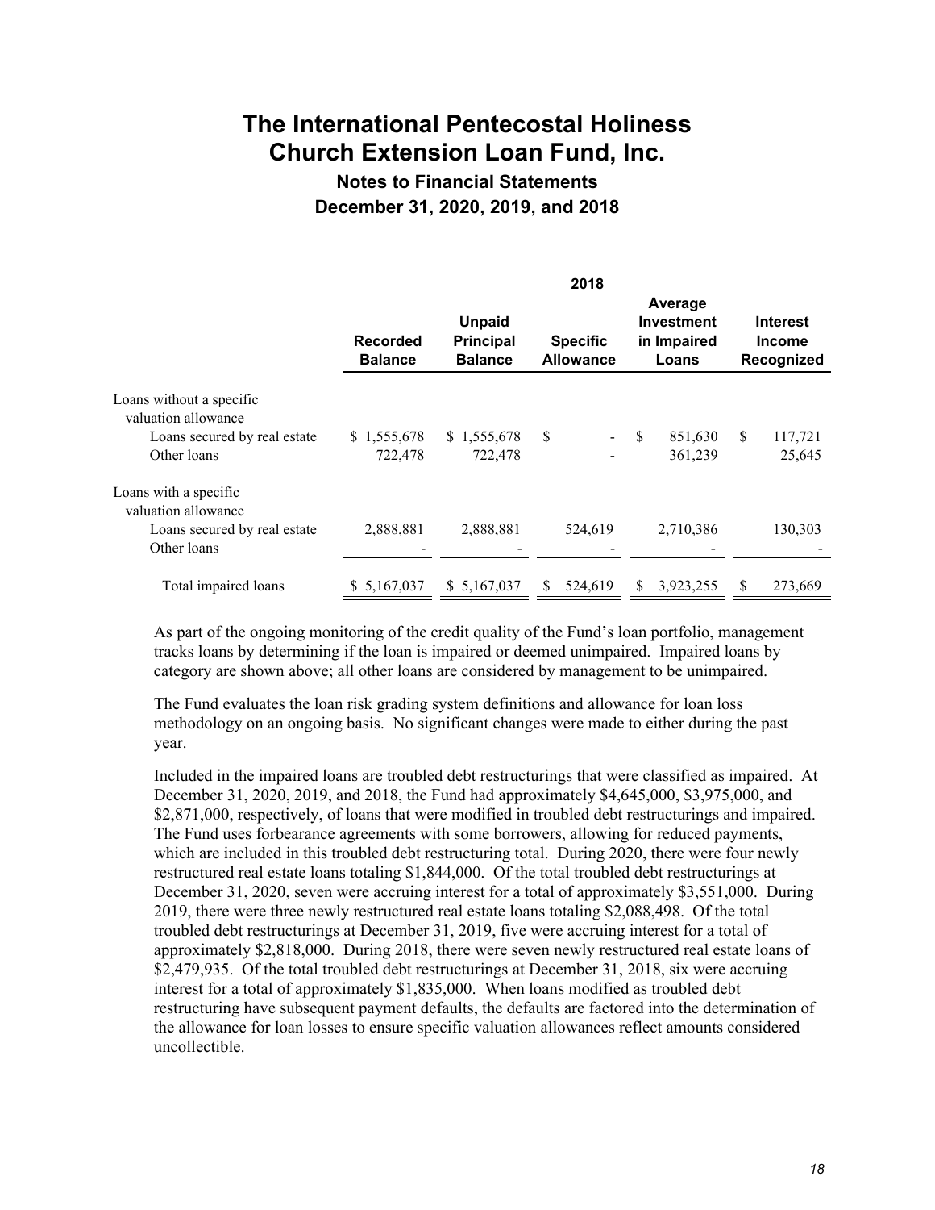# The International Pentecostal Holiness Church Extension Loan Fund, Inc.

## Notes to Financial Statements

## December 31, 2020, 2019, and 2018

| | 2018 | | | | |
|---|---|---|---|---|---|
| | Recorded Balance | Unpaid Principal Balance | Specific Allowance | Average Investment in Impaired Loans | Interest Income Recognized |
| Loans without a specific valuation allowance | | | | | |
| Loans secured by real estate | $ 1,555,678 | $ 1,555,678 | $ - | $ 851,630 | $ 117,721 |
| Other loans | 722,478 | 722,478 | - | 361,239 | 25,645 |
| Loans with a specific valuation allowance | | | | | |
| Loans secured by real estate | 2,888,881 | 2,888,881 | 524,619 | 2,710,386 | 130,303 |
| Other loans | - | - | - | - | - |
| Total impaired loans | $ 5,167,037 | $ 5,167,037 | $ 524,619 | $ 3,923,255 | $ 273,669 |

As part of the ongoing monitoring of the credit quality of the Fund's loan portfolio, management tracks loans by determining if the loan is impaired or deemed unimpaired. Impaired loans by category are shown above; all other loans are considered by management to be unimpaired.

The Fund evaluates the loan risk grading system definitions and allowance for loan loss methodology on an ongoing basis. No significant changes were made to either during the past year.

Included in the impaired loans are troubled debt restructurings that were classified as impaired. At December 31, 2020, 2019, and 2018, the Fund had approximately $4,645,000, $3,975,000, and $2,871,000, respectively, of loans that were modified in troubled debt restructurings and impaired. The Fund uses forbearance agreements with some borrowers, allowing for reduced payments, which are included in this troubled debt restructuring total. During 2020, there were four newly restructured real estate loans totaling $1,844,000. Of the total troubled debt restructurings at December 31, 2020, seven were accruing interest for a total of approximately $3,551,000. During 2019, there were three newly restructured real estate loans totaling $2,088,498. Of the total troubled debt restructurings at December 31, 2019, five were accruing interest for a total of approximately $2,818,000. During 2018, there were seven newly restructured real estate loans of $2,479,935. Of the total troubled debt restructurings at December 31, 2018, six were accruing interest for a total of approximately $1,835,000. When loans modified as troubled debt restructuring have subsequent payment defaults, the defaults are factored into the determination of the allowance for loan losses to ensure specific valuation allowances reflect amounts considered uncollectible.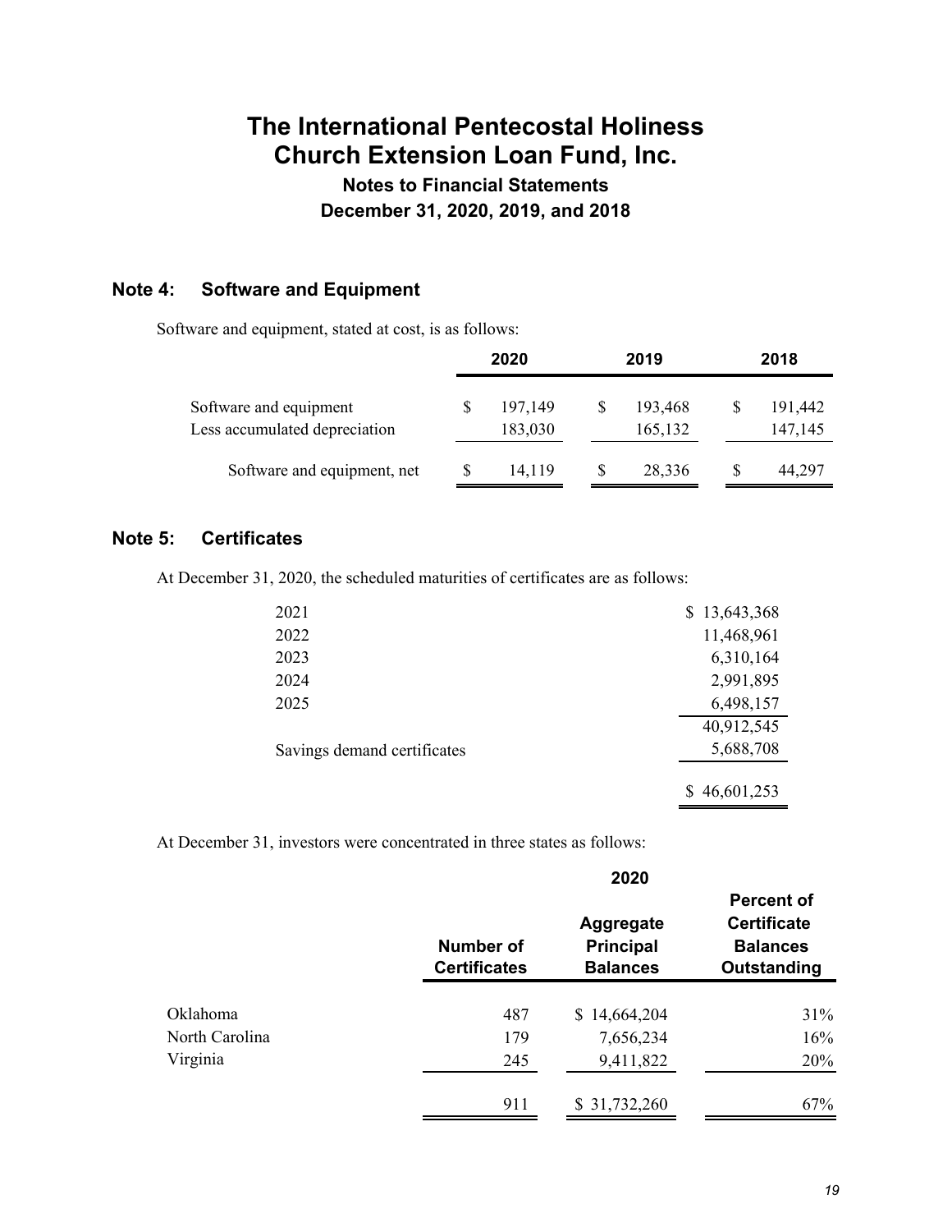# The International Pentecostal Holiness Church Extension Loan Fund, Inc.

## Notes to Financial Statements

## December 31, 2020, 2019, and 2018

### Note 4: Software and Equipment

Software and equipment, stated at cost, is as follows:

| | 2020 | 2019 | 2018 |
|---|---|---|---|
| Software and equipment | $ 197,149 | $ 193,468 | $ 191,442 |
| Less accumulated depreciation | 183,030 | 165,132 | 147,145 |
| Software and equipment, net | $ 14,119 | $ 28,336 | $ 44,297 |

### Note 5: Certificates

At December 31, 2020, the scheduled maturities of certificates are as follows:

| | |
|---|---|
| 2021 | $ 13,643,368 |
| 2022 | 11,468,961 |
| 2023 | 6,310,164 |
| 2024 | 2,991,895 |
| 2025 | 6,498,157 |
| | 40,912,545 |
| Savings demand certificates | 5,688,708 |
| | $ 46,601,253 |

At December 31, investors were concentrated in three states as follows:

| | 2020 | | |
|---|---|---|---|
| | Number of Certificates | Aggregate Principal Balances | Percent of Certificate Balances Outstanding |
| Oklahoma | 487 | $ 14,664,204 | 31% |
| North Carolina | 179 | 7,656,234 | 16% |
| Virginia | 245 | 9,411,822 | 20% |
| | 911 | $ 31,732,260 | 67% |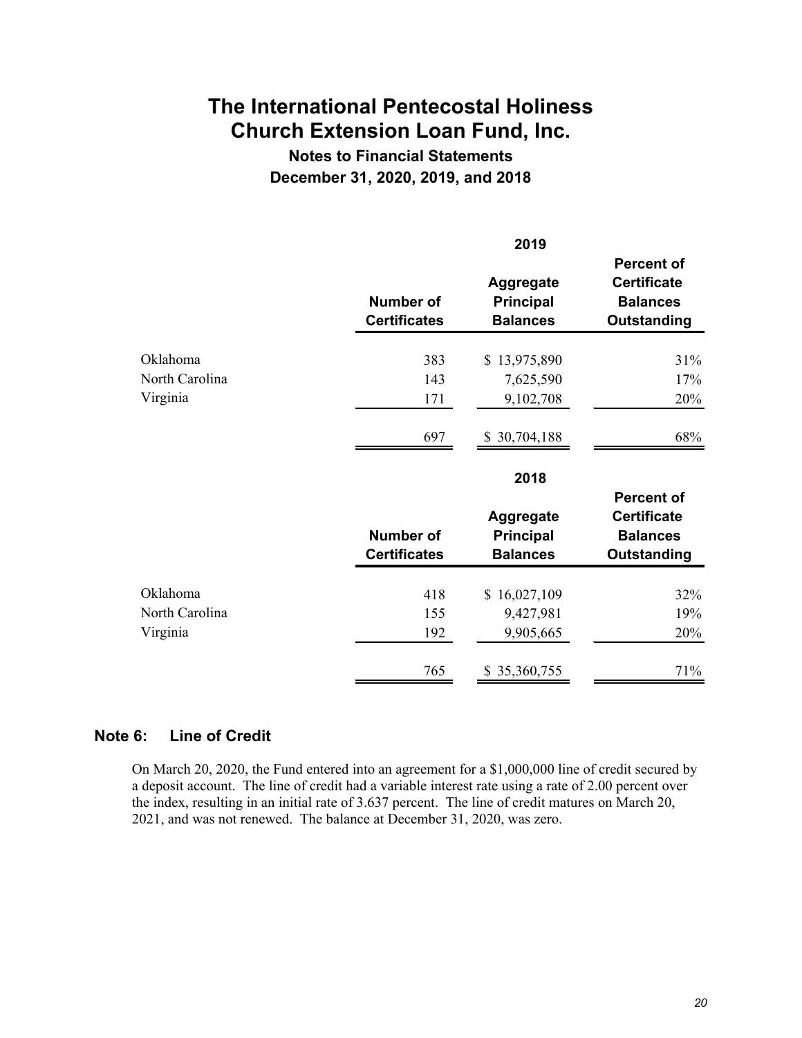# The International Pentecostal Holiness Church Extension Loan Fund, Inc.

**Notes to Financial Statements**
**December 31, 2020, 2019, and 2018**

| 2019 | Number of Certificates | Aggregate Principal Balances | Percent of Certificate Balances Outstanding |
|---|---|---|---|
| Oklahoma | 383 | $ 13,975,890 | 31% |
| North Carolina | 143 | 7,625,590 | 17% |
| Virginia | 171 | 9,102,708 | 20% |
| | 697 | $ 30,704,188 | 68% |

| 2018 | Number of Certificates | Aggregate Principal Balances | Percent of Certificate Balances Outstanding |
|---|---|---|---|
| Oklahoma | 418 | $ 16,027,109 | 32% |
| North Carolina | 155 | 9,427,981 | 19% |
| Virginia | 192 | 9,905,665 | 20% |
| | 765 | $ 35,360,755 | 71% |

## Note 6: Line of Credit

On March 20, 2020, the Fund entered into an agreement for a $1,000,000 line of credit secured by a deposit account. The line of credit had a variable interest rate using a rate of 2.00 percent over the index, resulting in an initial rate of 3.637 percent. The line of credit matures on March 20, 2021, and was not renewed. The balance at December 31, 2020, was zero.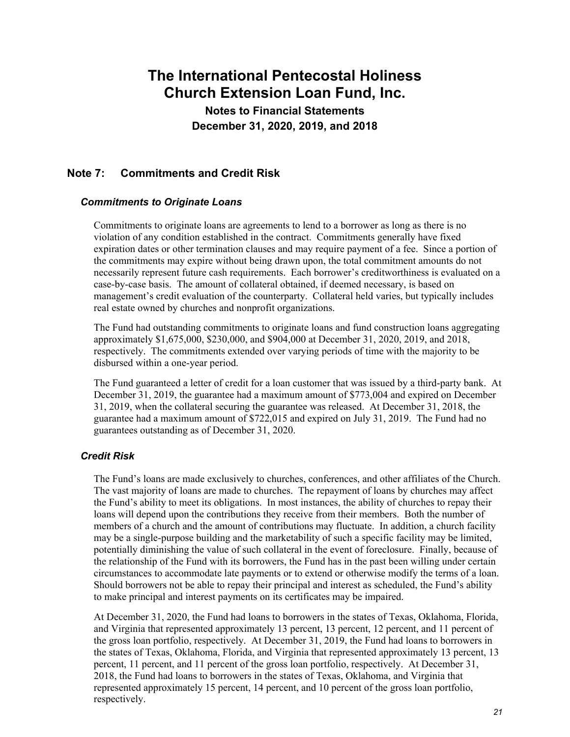# The International Pentecostal Holiness Church Extension Loan Fund, Inc.

**Notes to Financial Statements**
**December 31, 2020, 2019, and 2018**

## Note 7: Commitments and Credit Risk

### *Commitments to Originate Loans*

Commitments to originate loans are agreements to lend to a borrower as long as there is no violation of any condition established in the contract. Commitments generally have fixed expiration dates or other termination clauses and may require payment of a fee. Since a portion of the commitments may expire without being drawn upon, the total commitment amounts do not necessarily represent future cash requirements. Each borrower's creditworthiness is evaluated on a case-by-case basis. The amount of collateral obtained, if deemed necessary, is based on management's credit evaluation of the counterparty. Collateral held varies, but typically includes real estate owned by churches and nonprofit organizations.

The Fund had outstanding commitments to originate loans and fund construction loans aggregating approximately $1,675,000, $230,000, and $904,000 at December 31, 2020, 2019, and 2018, respectively. The commitments extended over varying periods of time with the majority to be disbursed within a one-year period.

The Fund guaranteed a letter of credit for a loan customer that was issued by a third-party bank. At December 31, 2019, the guarantee had a maximum amount of $773,004 and expired on December 31, 2019, when the collateral securing the guarantee was released. At December 31, 2018, the guarantee had a maximum amount of $722,015 and expired on July 31, 2019. The Fund had no guarantees outstanding as of December 31, 2020.

### *Credit Risk*

The Fund's loans are made exclusively to churches, conferences, and other affiliates of the Church. The vast majority of loans are made to churches. The repayment of loans by churches may affect the Fund's ability to meet its obligations. In most instances, the ability of churches to repay their loans will depend upon the contributions they receive from their members. Both the number of members of a church and the amount of contributions may fluctuate. In addition, a church facility may be a single-purpose building and the marketability of such a specific facility may be limited, potentially diminishing the value of such collateral in the event of foreclosure. Finally, because of the relationship of the Fund with its borrowers, the Fund has in the past been willing under certain circumstances to accommodate late payments or to extend or otherwise modify the terms of a loan. Should borrowers not be able to repay their principal and interest as scheduled, the Fund's ability to make principal and interest payments on its certificates may be impaired.

At December 31, 2020, the Fund had loans to borrowers in the states of Texas, Oklahoma, Florida, and Virginia that represented approximately 13 percent, 13 percent, 12 percent, and 11 percent of the gross loan portfolio, respectively. At December 31, 2019, the Fund had loans to borrowers in the states of Texas, Oklahoma, Florida, and Virginia that represented approximately 13 percent, 13 percent, 11 percent, and 11 percent of the gross loan portfolio, respectively. At December 31, 2018, the Fund had loans to borrowers in the states of Texas, Oklahoma, and Virginia that represented approximately 15 percent, 14 percent, and 10 percent of the gross loan portfolio, respectively.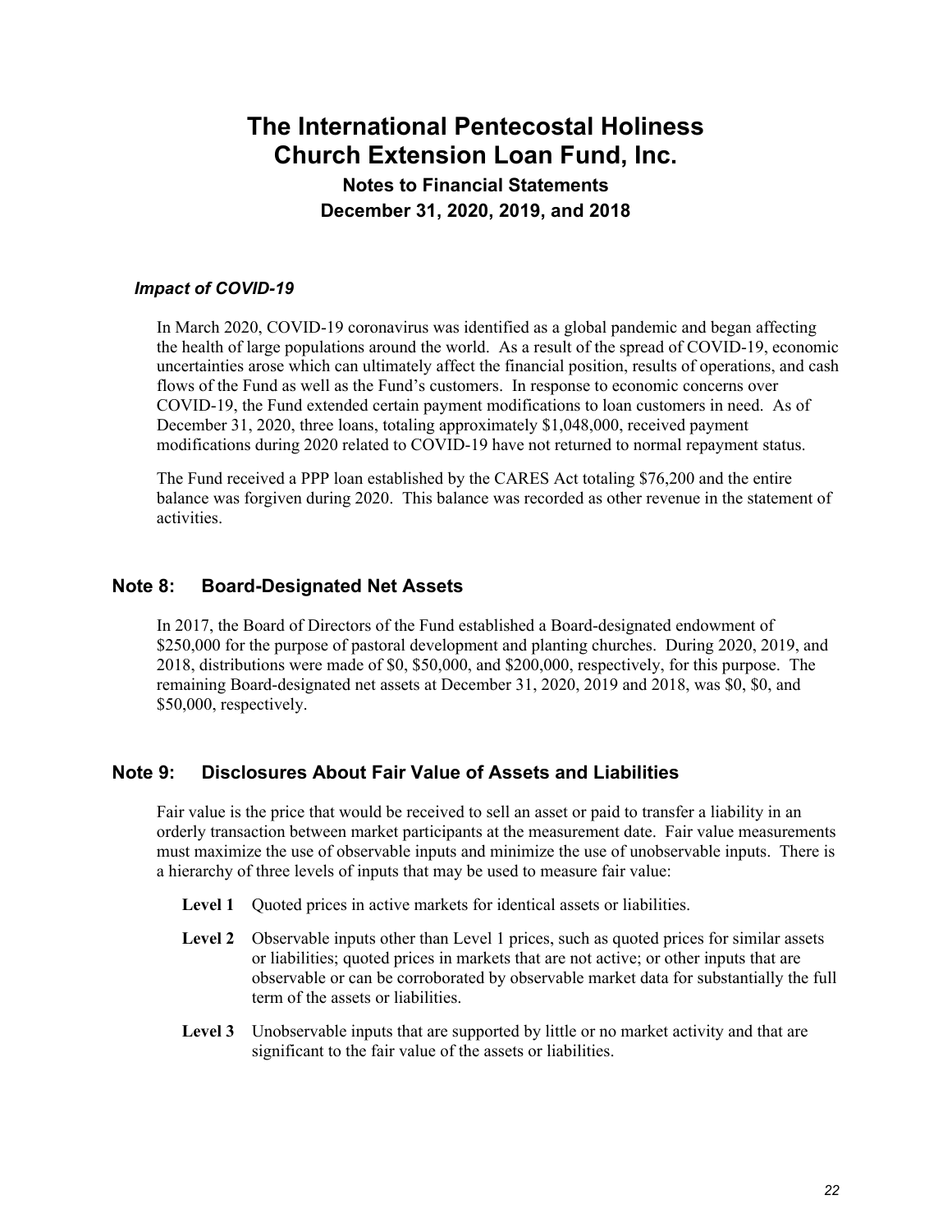### *Impact of COVID-19*

In March 2020, COVID-19 coronavirus was identified as a global pandemic and began affecting the health of large populations around the world. As a result of the spread of COVID-19, economic uncertainties arose which can ultimately affect the financial position, results of operations, and cash flows of the Fund as well as the Fund's customers. In response to economic concerns over COVID-19, the Fund extended certain payment modifications to loan customers in need. As of December 31, 2020, three loans, totaling approximately $1,048,000, received payment modifications during 2020 related to COVID-19 have not returned to normal repayment status.

The Fund received a PPP loan established by the CARES Act totaling $76,200 and the entire balance was forgiven during 2020. This balance was recorded as other revenue in the statement of activities.

## Note 8: Board-Designated Net Assets

In 2017, the Board of Directors of the Fund established a Board-designated endowment of $250,000 for the purpose of pastoral development and planting churches. During 2020, 2019, and 2018, distributions were made of $0, $50,000, and $200,000, respectively, for this purpose. The remaining Board-designated net assets at December 31, 2020, 2019 and 2018, was $0, $0, and $50,000, respectively.

## Note 9: Disclosures About Fair Value of Assets and Liabilities

Fair value is the price that would be received to sell an asset or paid to transfer a liability in an orderly transaction between market participants at the measurement date. Fair value measurements must maximize the use of observable inputs and minimize the use of unobservable inputs. There is a hierarchy of three levels of inputs that may be used to measure fair value:

**Level 1** Quoted prices in active markets for identical assets or liabilities.

**Level 2** Observable inputs other than Level 1 prices, such as quoted prices for similar assets or liabilities; quoted prices in markets that are not active; or other inputs that are observable or can be corroborated by observable market data for substantially the full term of the assets or liabilities.

**Level 3** Unobservable inputs that are supported by little or no market activity and that are significant to the fair value of the assets or liabilities.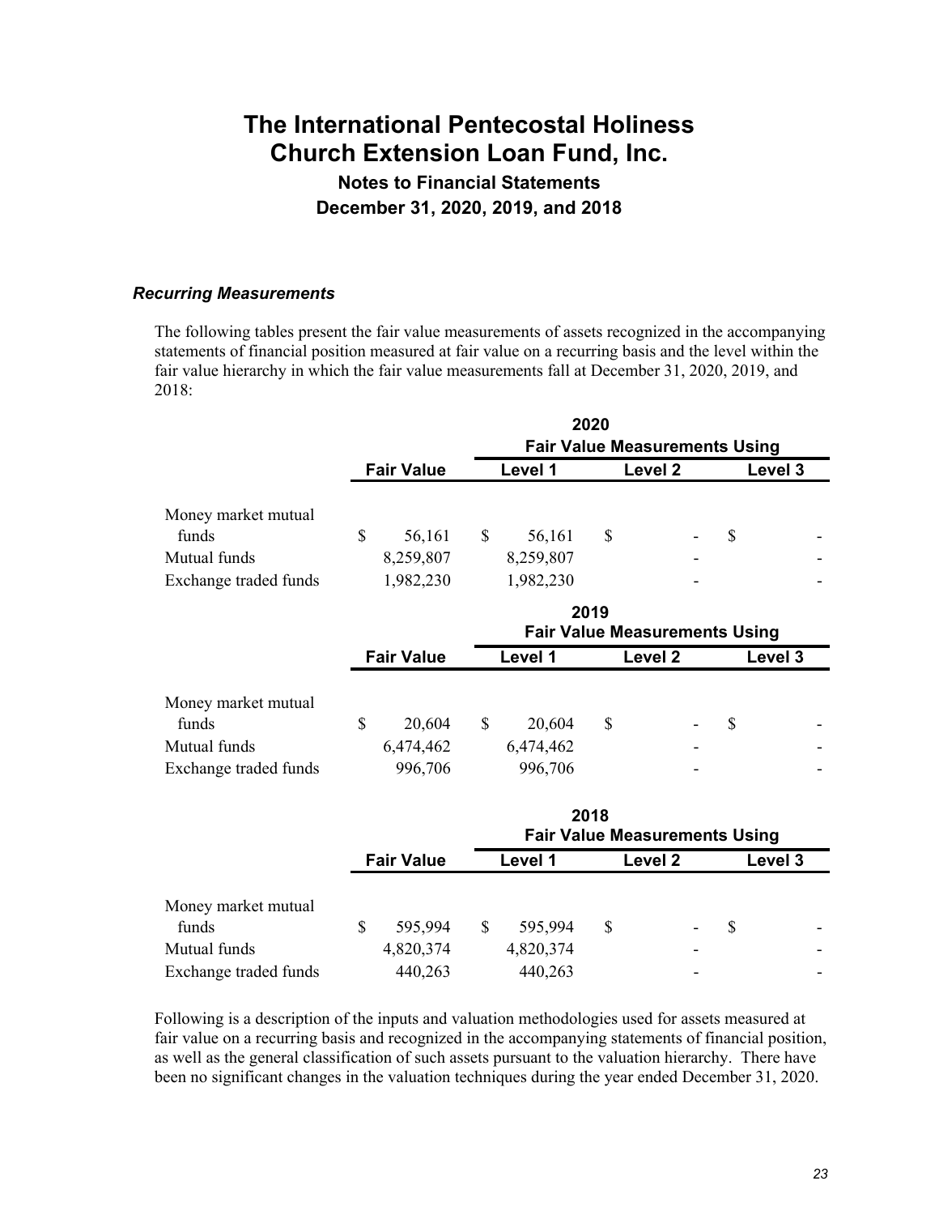# The International Pentecostal Holiness Church Extension Loan Fund, Inc.

## Notes to Financial Statements

## December 31, 2020, 2019, and 2018

### *Recurring Measurements*

The following tables present the fair value measurements of assets recognized in the accompanying statements of financial position measured at fair value on a recurring basis and the level within the fair value hierarchy in which the fair value measurements fall at December 31, 2020, 2019, and 2018:

| | | 2020 | | |
|---|---|---|---|---|
| | | **Fair Value Measurements Using** | | |
| | **Fair Value** | **Level 1** | **Level 2** | **Level 3** |
| Money market mutual funds | $ 56,161 | $ 56,161 | $ - | $ - |
| Mutual funds | 8,259,807 | 8,259,807 | - | - |
| Exchange traded funds | 1,982,230 | 1,982,230 | - | - |

| | | 2019 | | |
|---|---|---|---|---|
| | | **Fair Value Measurements Using** | | |
| | **Fair Value** | **Level 1** | **Level 2** | **Level 3** |
| Money market mutual funds | $ 20,604 | $ 20,604 | $ - | $ - |
| Mutual funds | 6,474,462 | 6,474,462 | - | - |
| Exchange traded funds | 996,706 | 996,706 | - | - |

| | | 2018 | | |
|---|---|---|---|---|
| | | **Fair Value Measurements Using** | | |
| | **Fair Value** | **Level 1** | **Level 2** | **Level 3** |
| Money market mutual funds | $ 595,994 | $ 595,994 | $ - | $ - |
| Mutual funds | 4,820,374 | 4,820,374 | - | - |
| Exchange traded funds | 440,263 | 440,263 | - | - |

Following is a description of the inputs and valuation methodologies used for assets measured at fair value on a recurring basis and recognized in the accompanying statements of financial position, as well as the general classification of such assets pursuant to the valuation hierarchy. There have been no significant changes in the valuation techniques during the year ended December 31, 2020.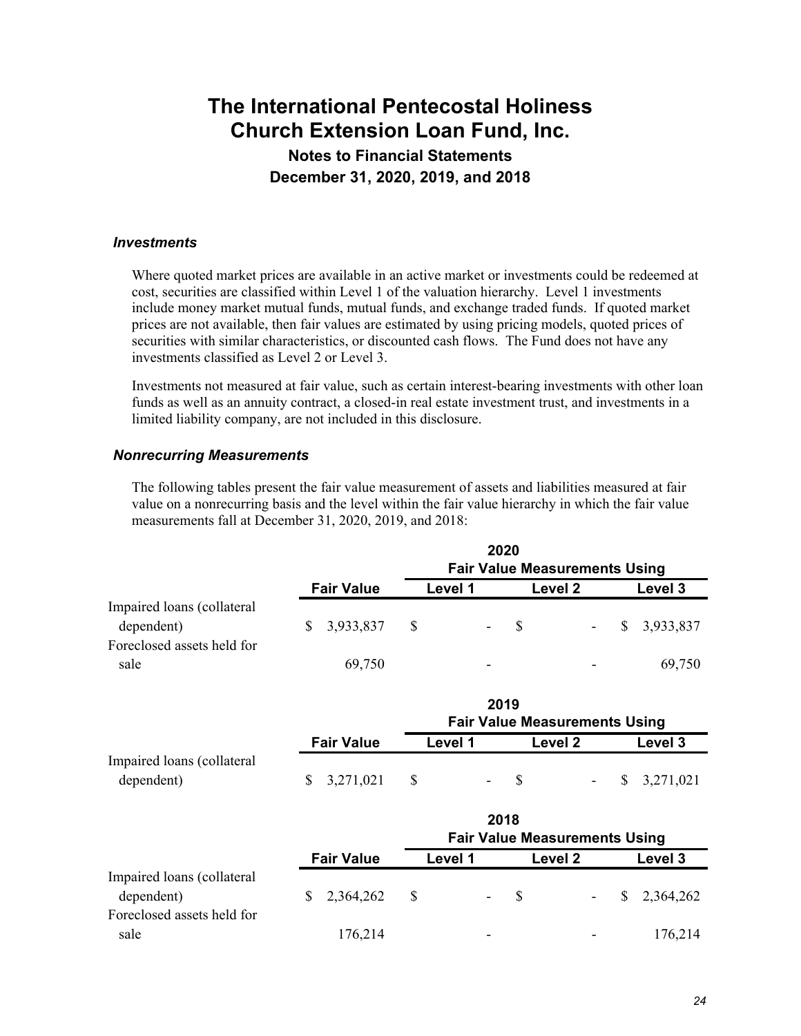### *Investments*

Where quoted market prices are available in an active market or investments could be redeemed at cost, securities are classified within Level 1 of the valuation hierarchy. Level 1 investments include money market mutual funds, mutual funds, and exchange traded funds. If quoted market prices are not available, then fair values are estimated by using pricing models, quoted prices of securities with similar characteristics, or discounted cash flows. The Fund does not have any investments classified as Level 2 or Level 3.

Investments not measured at fair value, such as certain interest-bearing investments with other loan funds as well as an annuity contract, a closed-in real estate investment trust, and investments in a limited liability company, are not included in this disclosure.

### *Nonrecurring Measurements*

The following tables present the fair value measurement of assets and liabilities measured at fair value on a nonrecurring basis and the level within the fair value hierarchy in which the fair value measurements fall at December 31, 2020, 2019, and 2018:

| | | 2020 Fair Value Measurements Using | | |
|---|---|---|---|---|
| | **Fair Value** | **Level 1** | **Level 2** | **Level 3** |
| Impaired loans (collateral dependent) | $ 3,933,837 | $ - | $ - | $ 3,933,837 |
| Foreclosed assets held for sale | 69,750 | - | - | 69,750 |

| | | 2019 Fair Value Measurements Using | | |
|---|---|---|---|---|
| | **Fair Value** | **Level 1** | **Level 2** | **Level 3** |
| Impaired loans (collateral dependent) | $ 3,271,021 | $ - | $ - | $ 3,271,021 |

| | | 2018 Fair Value Measurements Using | | |
|---|---|---|---|---|
| | **Fair Value** | **Level 1** | **Level 2** | **Level 3** |
| Impaired loans (collateral dependent) | $ 2,364,262 | $ - | $ - | $ 2,364,262 |
| Foreclosed assets held for sale | 176,214 | - | - | 176,214 |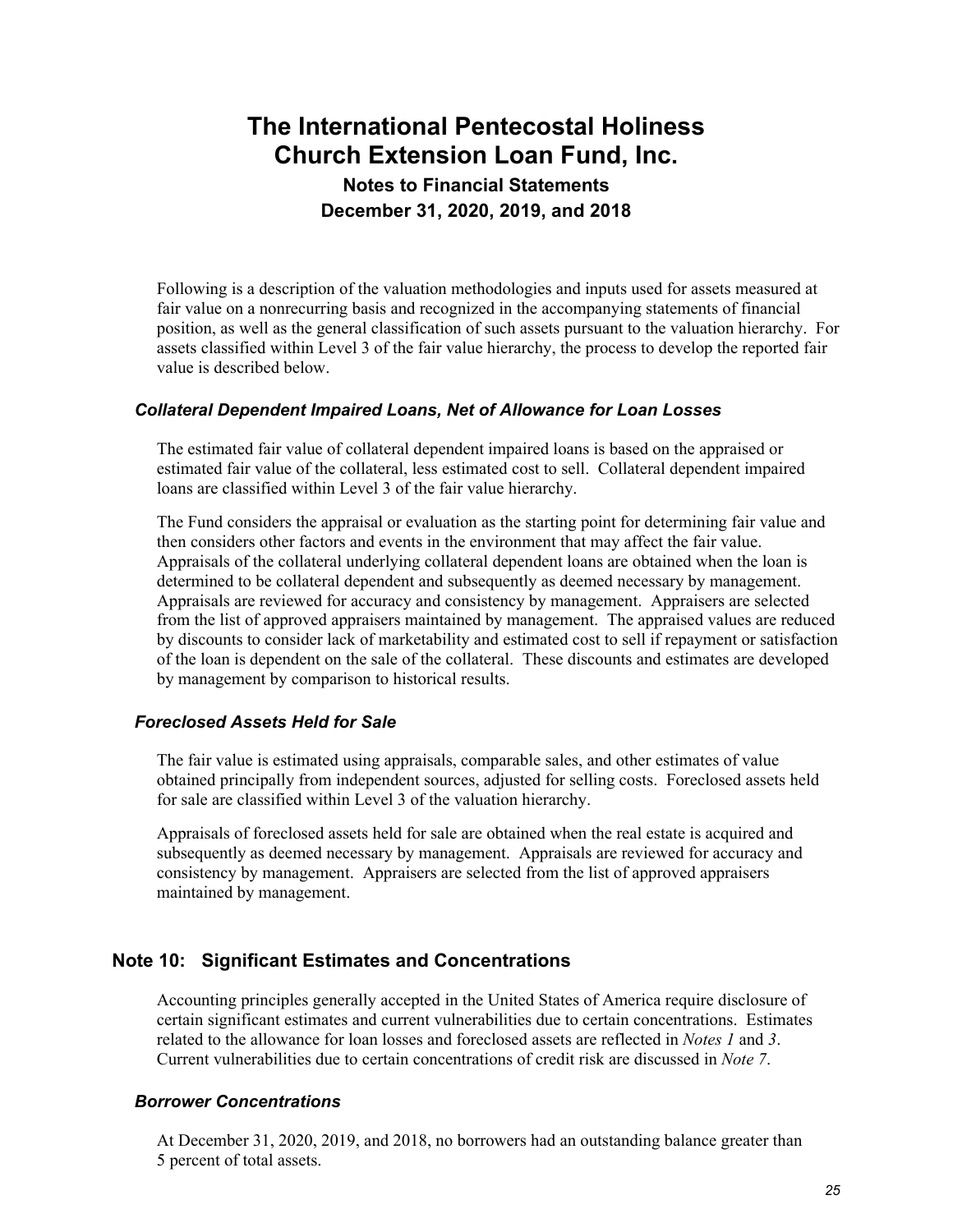Following is a description of the valuation methodologies and inputs used for assets measured at fair value on a nonrecurring basis and recognized in the accompanying statements of financial position, as well as the general classification of such assets pursuant to the valuation hierarchy. For assets classified within Level 3 of the fair value hierarchy, the process to develop the reported fair value is described below.

### *Collateral Dependent Impaired Loans, Net of Allowance for Loan Losses*

The estimated fair value of collateral dependent impaired loans is based on the appraised or estimated fair value of the collateral, less estimated cost to sell. Collateral dependent impaired loans are classified within Level 3 of the fair value hierarchy.

The Fund considers the appraisal or evaluation as the starting point for determining fair value and then considers other factors and events in the environment that may affect the fair value. Appraisals of the collateral underlying collateral dependent loans are obtained when the loan is determined to be collateral dependent and subsequently as deemed necessary by management. Appraisals are reviewed for accuracy and consistency by management. Appraisers are selected from the list of approved appraisers maintained by management. The appraised values are reduced by discounts to consider lack of marketability and estimated cost to sell if repayment or satisfaction of the loan is dependent on the sale of the collateral. These discounts and estimates are developed by management by comparison to historical results.

### *Foreclosed Assets Held for Sale*

The fair value is estimated using appraisals, comparable sales, and other estimates of value obtained principally from independent sources, adjusted for selling costs. Foreclosed assets held for sale are classified within Level 3 of the valuation hierarchy.

Appraisals of foreclosed assets held for sale are obtained when the real estate is acquired and subsequently as deemed necessary by management. Appraisals are reviewed for accuracy and consistency by management. Appraisers are selected from the list of approved appraisers maintained by management.

## Note 10: Significant Estimates and Concentrations

Accounting principles generally accepted in the United States of America require disclosure of certain significant estimates and current vulnerabilities due to certain concentrations. Estimates related to the allowance for loan losses and foreclosed assets are reflected in *Notes 1* and *3*. Current vulnerabilities due to certain concentrations of credit risk are discussed in *Note 7*.

### *Borrower Concentrations*

At December 31, 2020, 2019, and 2018, no borrowers had an outstanding balance greater than 5 percent of total assets.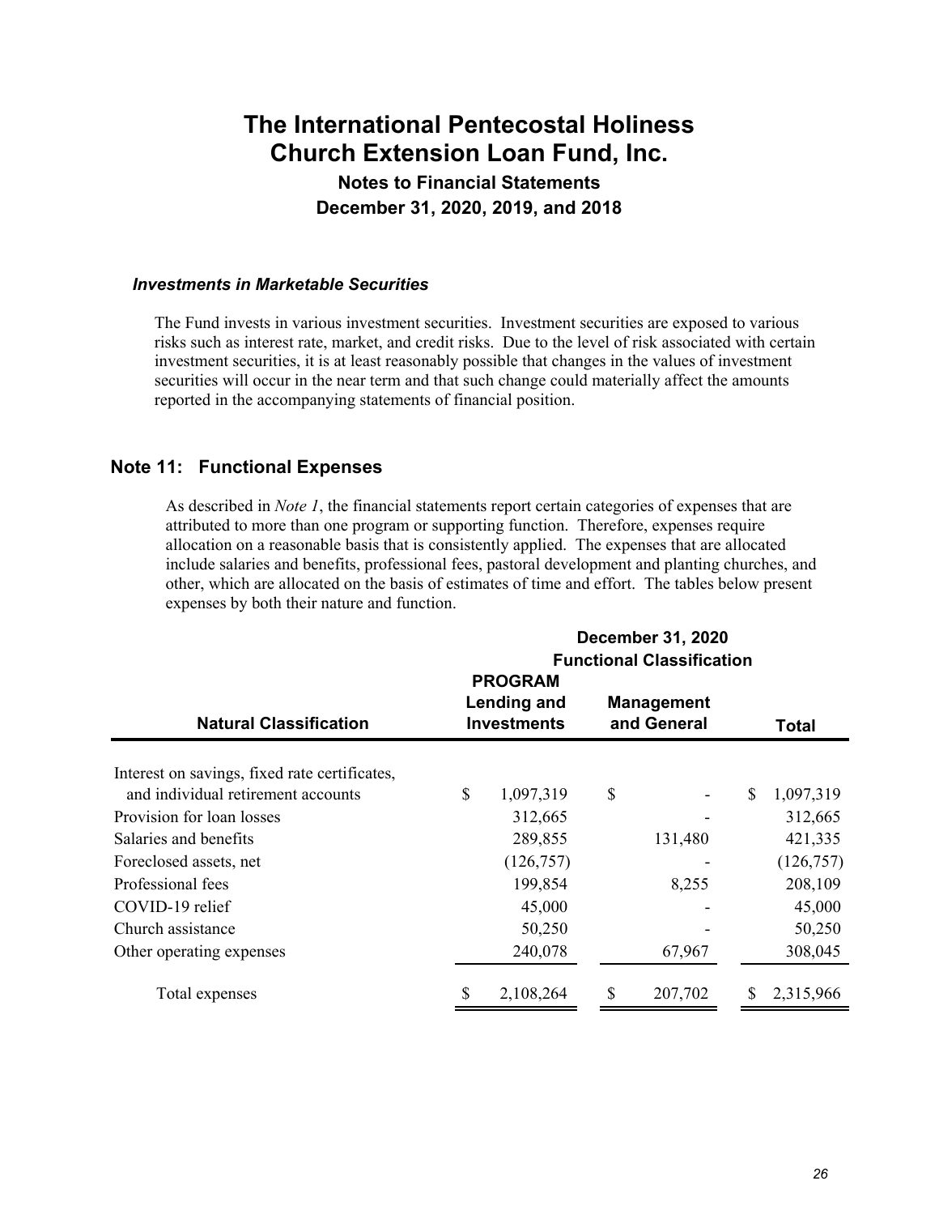# The International Pentecostal Holiness Church Extension Loan Fund, Inc.

## Notes to Financial Statements
## December 31, 2020, 2019, and 2018

### *Investments in Marketable Securities*

The Fund invests in various investment securities. Investment securities are exposed to various risks such as interest rate, market, and credit risks. Due to the level of risk associated with certain investment securities, it is at least reasonably possible that changes in the values of investment securities will occur in the near term and that such change could materially affect the amounts reported in the accompanying statements of financial position.

## Note 11: Functional Expenses

As described in *Note 1*, the financial statements report certain categories of expenses that are attributed to more than one program or supporting function. Therefore, expenses require allocation on a reasonable basis that is consistently applied. The expenses that are allocated include salaries and benefits, professional fees, pastoral development and planting churches, and other, which are allocated on the basis of estimates of time and effort. The tables below present expenses by both their nature and function.

| | December 31, 2020 Functional Classification | | |
|---|---|---|---|
| **Natural Classification** | **PROGRAM Lending and Investments** | **Management and General** | **Total** |
| Interest on savings, fixed rate certificates, and individual retirement accounts | $ 1,097,319 | $ - | $ 1,097,319 |
| Provision for loan losses | 312,665 | - | 312,665 |
| Salaries and benefits | 289,855 | 131,480 | 421,335 |
| Foreclosed assets, net | (126,757) | - | (126,757) |
| Professional fees | 199,854 | 8,255 | 208,109 |
| COVID-19 relief | 45,000 | - | 45,000 |
| Church assistance | 50,250 | - | 50,250 |
| Other operating expenses | 240,078 | 67,967 | 308,045 |
| Total expenses | $ 2,108,264 | $ 207,702 | $ 2,315,966 |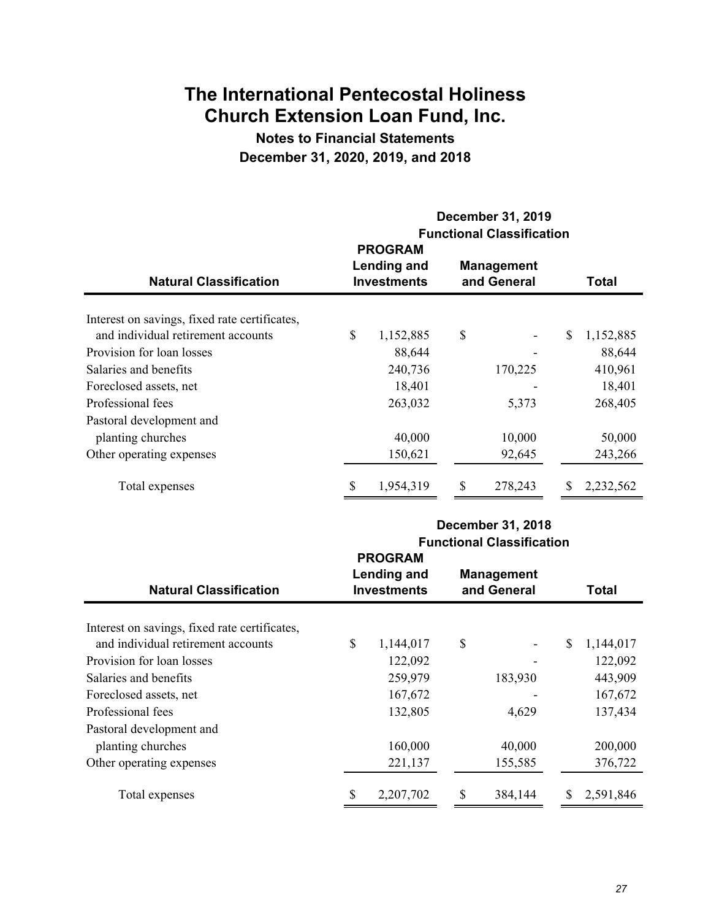# The International Pentecostal Holiness Church Extension Loan Fund, Inc.

## Notes to Financial Statements

## December 31, 2020, 2019, and 2018

| | December 31, 2019 Functional Classification | | |
|---|---|---|---|
| **Natural Classification** | **PROGRAM Lending and Investments** | **Management and General** | **Total** |
| Interest on savings, fixed rate certificates, and individual retirement accounts | $ 1,152,885 | $ - | $ 1,152,885 |
| Provision for loan losses | 88,644 | - | 88,644 |
| Salaries and benefits | 240,736 | 170,225 | 410,961 |
| Foreclosed assets, net | 18,401 | - | 18,401 |
| Professional fees | 263,032 | 5,373 | 268,405 |
| Pastoral development and planting churches | 40,000 | 10,000 | 50,000 |
| Other operating expenses | 150,621 | 92,645 | 243,266 |
| Total expenses | $ 1,954,319 | $ 278,243 | $ 2,232,562 |

| | December 31, 2018 Functional Classification | | |
|---|---|---|---|
| **Natural Classification** | **PROGRAM Lending and Investments** | **Management and General** | **Total** |
| Interest on savings, fixed rate certificates, and individual retirement accounts | $ 1,144,017 | $ - | $ 1,144,017 |
| Provision for loan losses | 122,092 | - | 122,092 |
| Salaries and benefits | 259,979 | 183,930 | 443,909 |
| Foreclosed assets, net | 167,672 | - | 167,672 |
| Professional fees | 132,805 | 4,629 | 137,434 |
| Pastoral development and planting churches | 160,000 | 40,000 | 200,000 |
| Other operating expenses | 221,137 | 155,585 | 376,722 |
| Total expenses | $ 2,207,702 | $ 384,144 | $ 2,591,846 |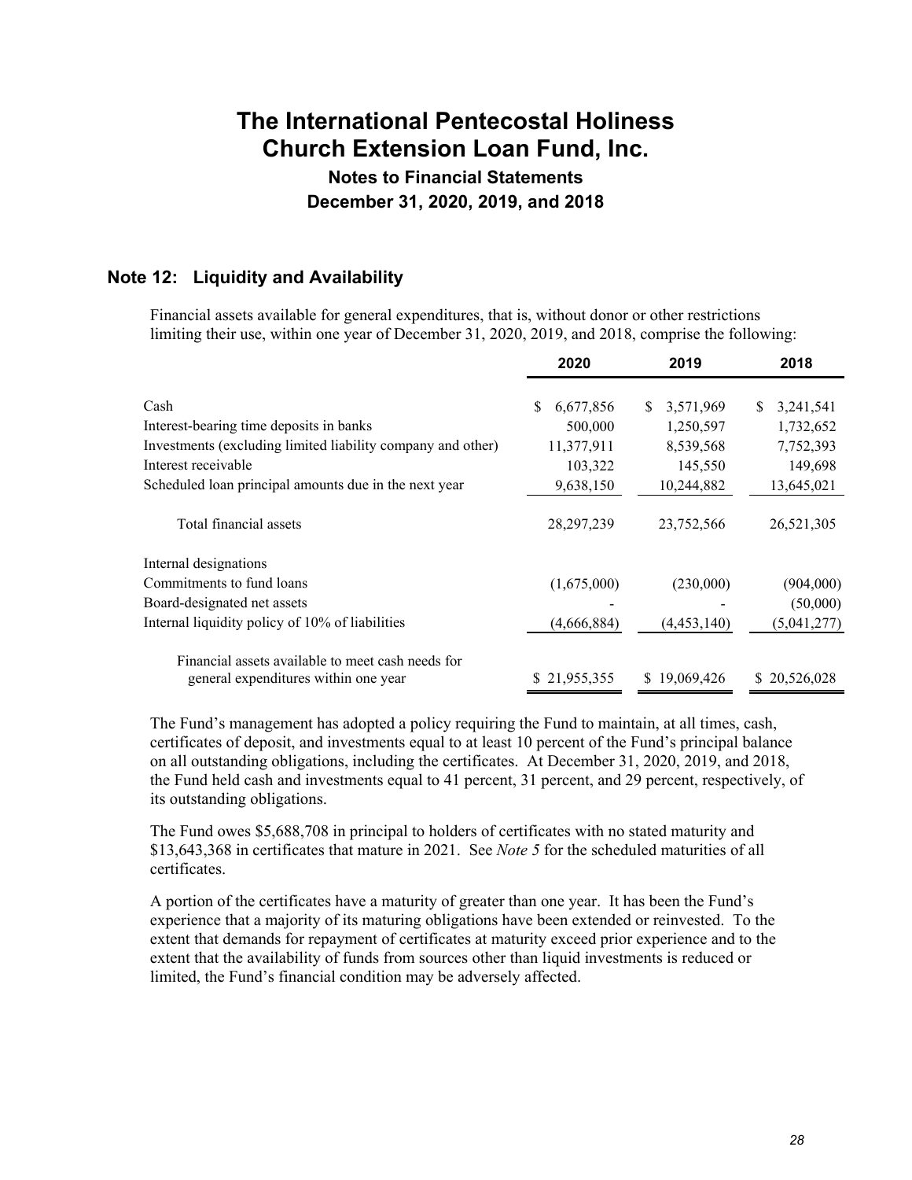# The International Pentecostal Holiness Church Extension Loan Fund, Inc.

## Notes to Financial Statements

## December 31, 2020, 2019, and 2018

### Note 12: Liquidity and Availability

Financial assets available for general expenditures, that is, without donor or other restrictions limiting their use, within one year of December 31, 2020, 2019, and 2018, comprise the following:

| | 2020 | 2019 | 2018 |
|---|---|---|---|
| Cash | $ 6,677,856 | $ 3,571,969 | $ 3,241,541 |
| Interest-bearing time deposits in banks | 500,000 | 1,250,597 | 1,732,652 |
| Investments (excluding limited liability company and other) | 11,377,911 | 8,539,568 | 7,752,393 |
| Interest receivable | 103,322 | 145,550 | 149,698 |
| Scheduled loan principal amounts due in the next year | 9,638,150 | 10,244,882 | 13,645,021 |
| Total financial assets | 28,297,239 | 23,752,566 | 26,521,305 |
| Internal designations | | | |
| Commitments to fund loans | (1,675,000) | (230,000) | (904,000) |
| Board-designated net assets | - | - | (50,000) |
| Internal liquidity policy of 10% of liabilities | (4,666,884) | (4,453,140) | (5,041,277) |
| Financial assets available to meet cash needs for general expenditures within one year | $ 21,955,355 | $ 19,069,426 | $ 20,526,028 |

The Fund's management has adopted a policy requiring the Fund to maintain, at all times, cash, certificates of deposit, and investments equal to at least 10 percent of the Fund's principal balance on all outstanding obligations, including the certificates. At December 31, 2020, 2019, and 2018, the Fund held cash and investments equal to 41 percent, 31 percent, and 29 percent, respectively, of its outstanding obligations.

The Fund owes $5,688,708 in principal to holders of certificates with no stated maturity and $13,643,368 in certificates that mature in 2021. See *Note 5* for the scheduled maturities of all certificates.

A portion of the certificates have a maturity of greater than one year. It has been the Fund's experience that a majority of its maturing obligations have been extended or reinvested. To the extent that demands for repayment of certificates at maturity exceed prior experience and to the extent that the availability of funds from sources other than liquid investments is reduced or limited, the Fund's financial condition may be adversely affected.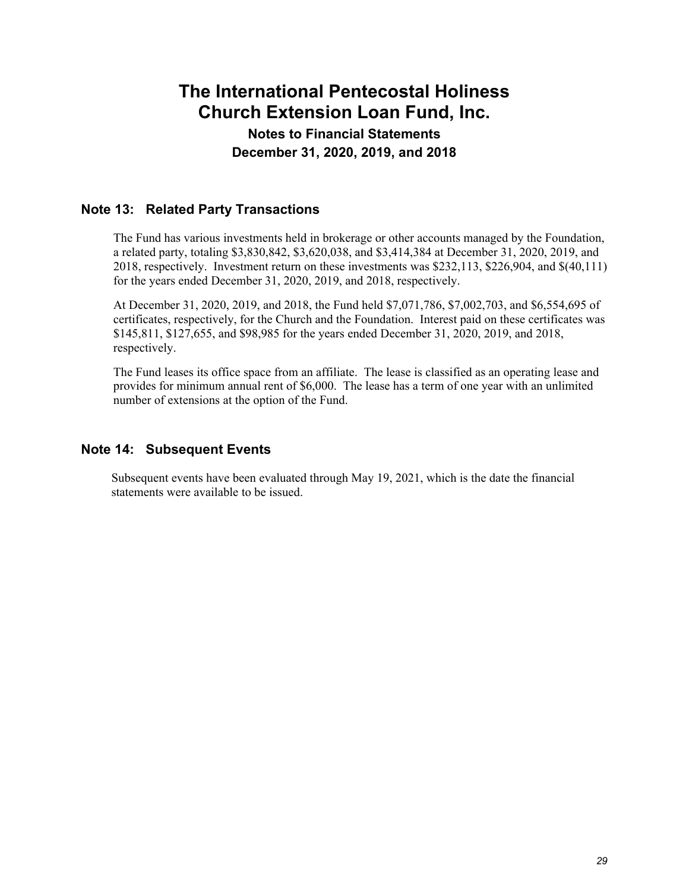# The International Pentecostal Holiness Church Extension Loan Fund, Inc.

**Notes to Financial Statements**
**December 31, 2020, 2019, and 2018**

## Note 13: Related Party Transactions

The Fund has various investments held in brokerage or other accounts managed by the Foundation, a related party, totaling $3,830,842, $3,620,038, and $3,414,384 at December 31, 2020, 2019, and 2018, respectively. Investment return on these investments was $232,113, $226,904, and $(40,111) for the years ended December 31, 2020, 2019, and 2018, respectively.

At December 31, 2020, 2019, and 2018, the Fund held $7,071,786, $7,002,703, and $6,554,695 of certificates, respectively, for the Church and the Foundation. Interest paid on these certificates was $145,811, $127,655, and $98,985 for the years ended December 31, 2020, 2019, and 2018, respectively.

The Fund leases its office space from an affiliate. The lease is classified as an operating lease and provides for minimum annual rent of $6,000. The lease has a term of one year with an unlimited number of extensions at the option of the Fund.

## Note 14: Subsequent Events

Subsequent events have been evaluated through May 19, 2021, which is the date the financial statements were available to be issued.